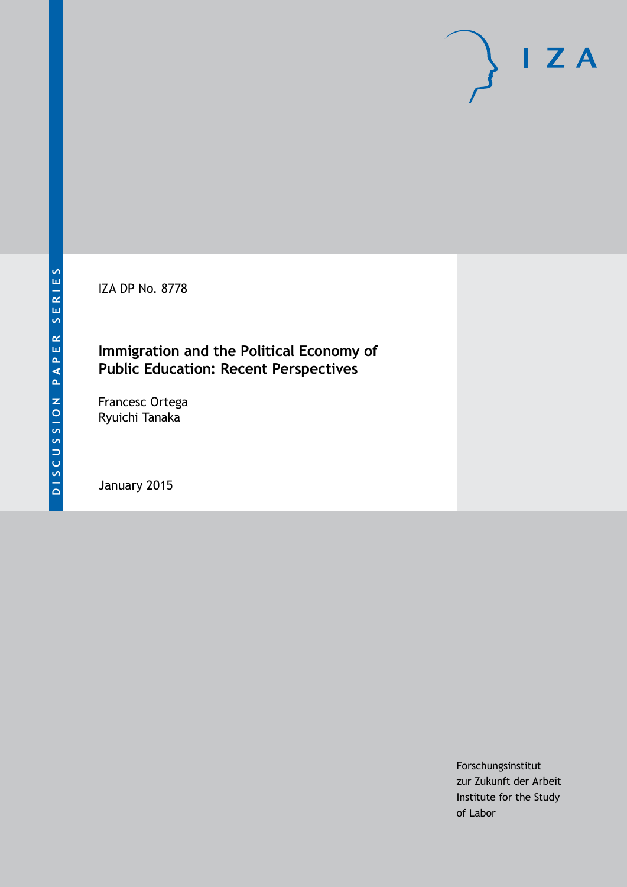DISCUSSION PAPER SERIES

IZA

IZA DP No. 8778

# Immigration and the Political Economy of Public Education: Recent Perspectives

Francesc Ortega
Ryuichi Tanaka

January 2015

Forschungsinstitut
zur Zukunft der Arbeit
Institute for the Study
of Labor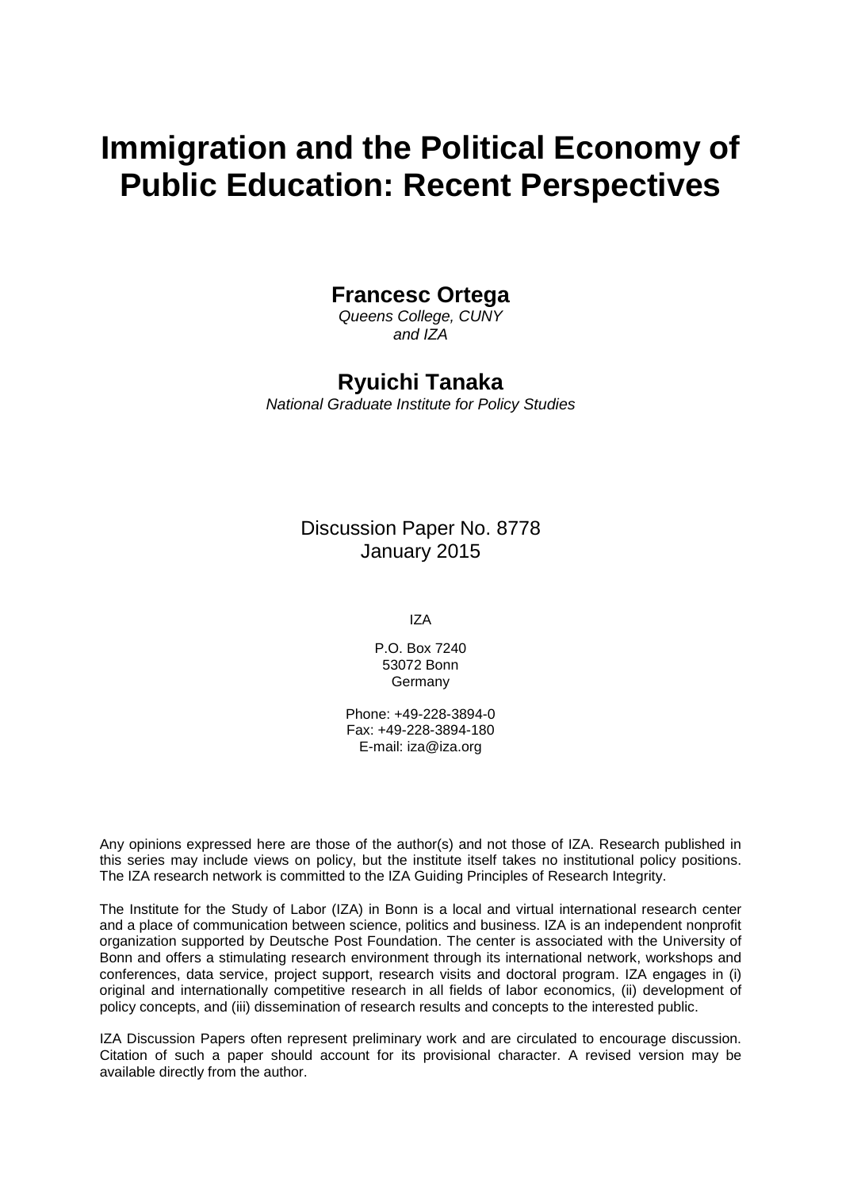# Immigration and the Political Economy of Public Education: Recent Perspectives

**Francesc Ortega**
*Queens College, CUNY*
*and IZA*

**Ryuichi Tanaka**
*National Graduate Institute for Policy Studies*

Discussion Paper No. 8778
January 2015

IZA

P.O. Box 7240
53072 Bonn
Germany

Phone: +49-228-3894-0
Fax: +49-228-3894-180
E-mail: iza@iza.org

Any opinions expressed here are those of the author(s) and not those of IZA. Research published in this series may include views on policy, but the institute itself takes no institutional policy positions. The IZA research network is committed to the IZA Guiding Principles of Research Integrity.

The Institute for the Study of Labor (IZA) in Bonn is a local and virtual international research center and a place of communication between science, politics and business. IZA is an independent nonprofit organization supported by Deutsche Post Foundation. The center is associated with the University of Bonn and offers a stimulating research environment through its international network, workshops and conferences, data service, project support, research visits and doctoral program. IZA engages in (i) original and internationally competitive research in all fields of labor economics, (ii) development of policy concepts, and (iii) dissemination of research results and concepts to the interested public.

IZA Discussion Papers often represent preliminary work and are circulated to encourage discussion. Citation of such a paper should account for its provisional character. A revised version may be available directly from the author.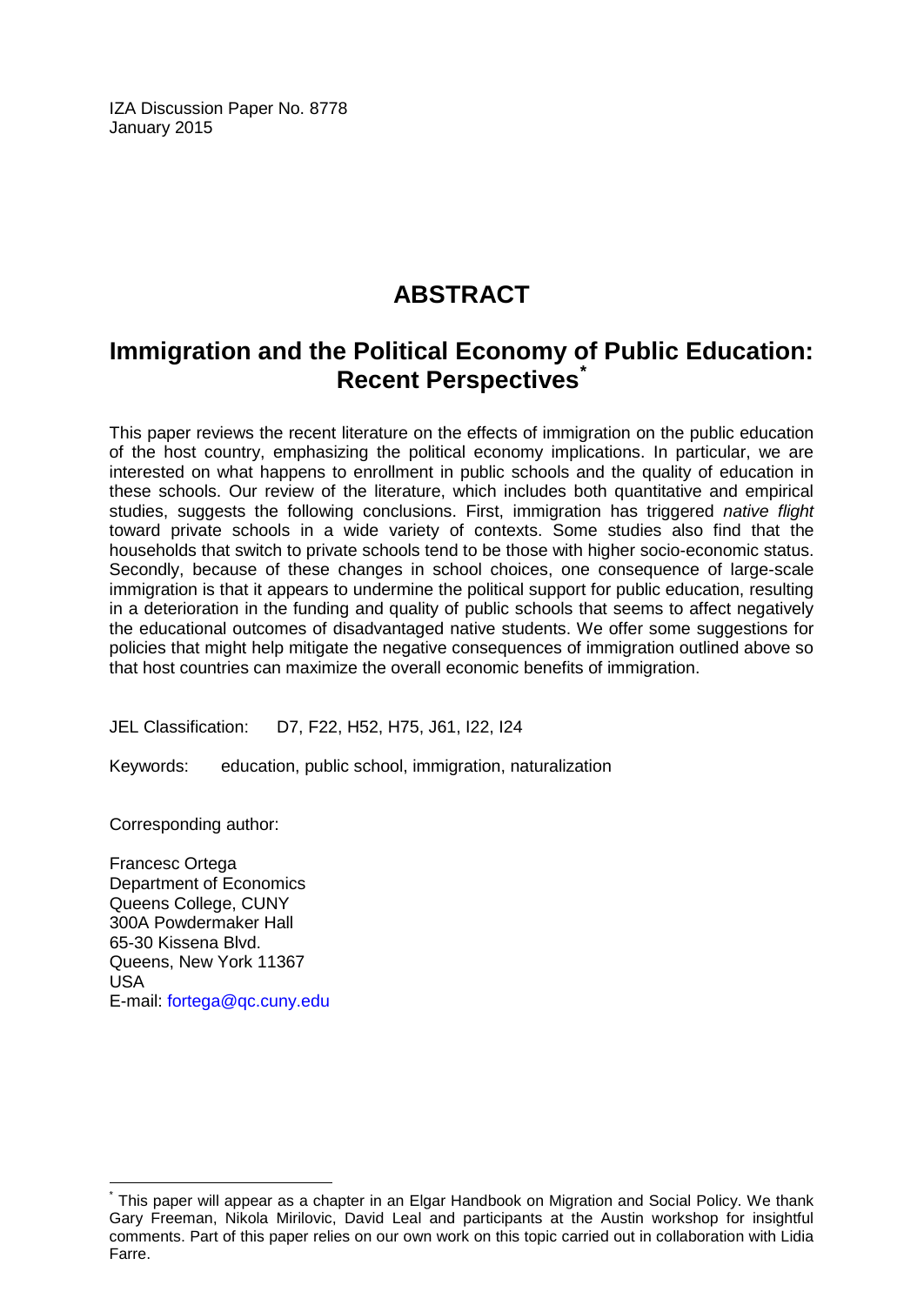IZA Discussion Paper No. 8778
January 2015

# ABSTRACT

## Immigration and the Political Economy of Public Education: Recent Perspectives*

This paper reviews the recent literature on the effects of immigration on the public education of the host country, emphasizing the political economy implications. In particular, we are interested on what happens to enrollment in public schools and the quality of education in these schools. Our review of the literature, which includes both quantitative and empirical studies, suggests the following conclusions. First, immigration has triggered *native flight* toward private schools in a wide variety of contexts. Some studies also find that the households that switch to private schools tend to be those with higher socio-economic status. Secondly, because of these changes in school choices, one consequence of large-scale immigration is that it appears to undermine the political support for public education, resulting in a deterioration in the funding and quality of public schools that seems to affect negatively the educational outcomes of disadvantaged native students. We offer some suggestions for policies that might help mitigate the negative consequences of immigration outlined above so that host countries can maximize the overall economic benefits of immigration.

JEL Classification: D7, F22, H52, H75, J61, I22, I24

Keywords: education, public school, immigration, naturalization

Corresponding author:

Francesc Ortega
Department of Economics
Queens College, CUNY
300A Powdermaker Hall
65-30 Kissena Blvd.
Queens, New York 11367
USA
E-mail: fortega@qc.cuny.edu

* This paper will appear as a chapter in an Elgar Handbook on Migration and Social Policy. We thank Gary Freeman, Nikola Mirilovic, David Leal and participants at the Austin workshop for insightful comments. Part of this paper relies on our own work on this topic carried out in collaboration with Lidia Farre.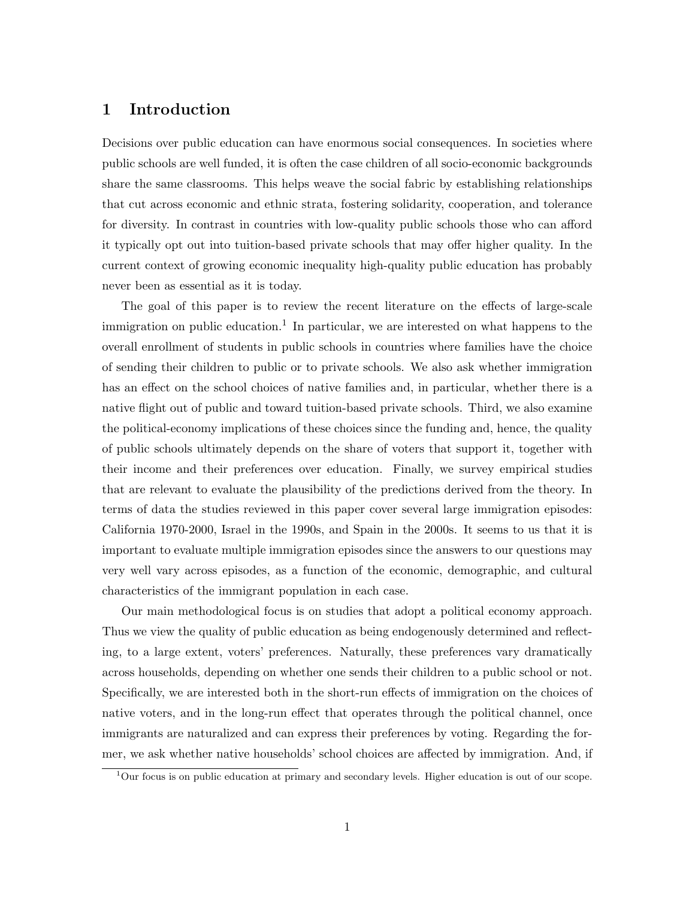# 1 Introduction

Decisions over public education can have enormous social consequences. In societies where public schools are well funded, it is often the case children of all socio-economic backgrounds share the same classrooms. This helps weave the social fabric by establishing relationships that cut across economic and ethnic strata, fostering solidarity, cooperation, and tolerance for diversity. In contrast in countries with low-quality public schools those who can afford it typically opt out into tuition-based private schools that may offer higher quality. In the current context of growing economic inequality high-quality public education has probably never been as essential as it is today.

The goal of this paper is to review the recent literature on the effects of large-scale immigration on public education.[1] In particular, we are interested on what happens to the overall enrollment of students in public schools in countries where families have the choice of sending their children to public or to private schools. We also ask whether immigration has an effect on the school choices of native families and, in particular, whether there is a native flight out of public and toward tuition-based private schools. Third, we also examine the political-economy implications of these choices since the funding and, hence, the quality of public schools ultimately depends on the share of voters that support it, together with their income and their preferences over education. Finally, we survey empirical studies that are relevant to evaluate the plausibility of the predictions derived from the theory. In terms of data the studies reviewed in this paper cover several large immigration episodes: California 1970-2000, Israel in the 1990s, and Spain in the 2000s. It seems to us that it is important to evaluate multiple immigration episodes since the answers to our questions may very well vary across episodes, as a function of the economic, demographic, and cultural characteristics of the immigrant population in each case.

Our main methodological focus is on studies that adopt a political economy approach. Thus we view the quality of public education as being endogenously determined and reflecting, to a large extent, voters' preferences. Naturally, these preferences vary dramatically across households, depending on whether one sends their children to a public school or not. Specifically, we are interested both in the short-run effects of immigration on the choices of native voters, and in the long-run effect that operates through the political channel, once immigrants are naturalized and can express their preferences by voting. Regarding the former, we ask whether native households' school choices are affected by immigration. And, if

[1] Our focus is on public education at primary and secondary levels. Higher education is out of our scope.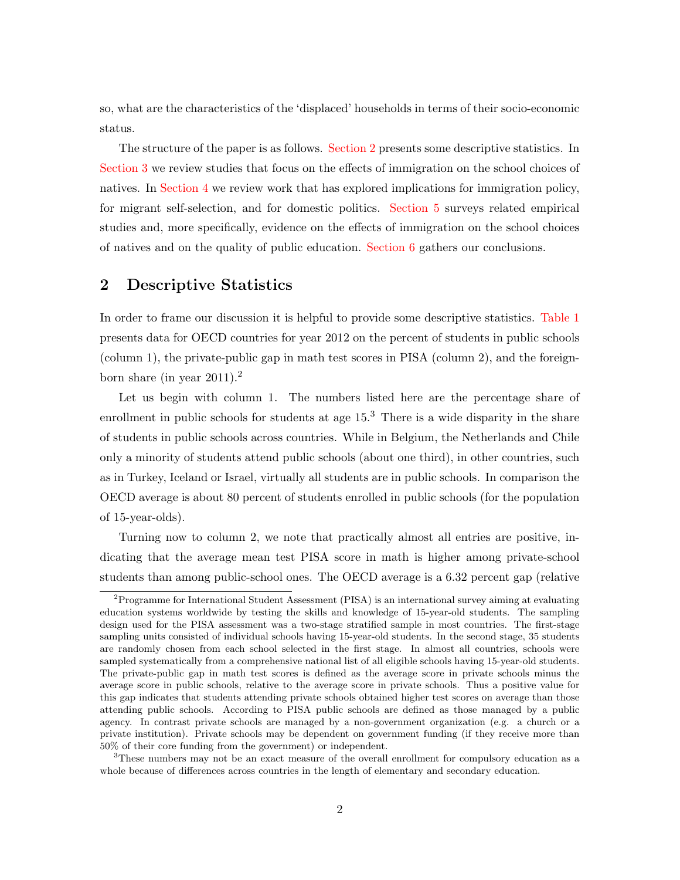so, what are the characteristics of the 'displaced' households in terms of their socio-economic status.

The structure of the paper is as follows. Section 2 presents some descriptive statistics. In Section 3 we review studies that focus on the effects of immigration on the school choices of natives. In Section 4 we review work that has explored implications for immigration policy, for migrant self-selection, and for domestic politics. Section 5 surveys related empirical studies and, more specifically, evidence on the effects of immigration on the school choices of natives and on the quality of public education. Section 6 gathers our conclusions.

## 2 Descriptive Statistics

In order to frame our discussion it is helpful to provide some descriptive statistics. Table 1 presents data for OECD countries for year 2012 on the percent of students in public schools (column 1), the private-public gap in math test scores in PISA (column 2), and the foreign-born share (in year 2011).[2]

Let us begin with column 1. The numbers listed here are the percentage share of enrollment in public schools for students at age 15.[3] There is a wide disparity in the share of students in public schools across countries. While in Belgium, the Netherlands and Chile only a minority of students attend public schools (about one third), in other countries, such as in Turkey, Iceland or Israel, virtually all students are in public schools. In comparison the OECD average is about 80 percent of students enrolled in public schools (for the population of 15-year-olds).

Turning now to column 2, we note that practically almost all entries are positive, indicating that the average mean test PISA score in math is higher among private-school students than among public-school ones. The OECD average is a 6.32 percent gap (relative

---

[2] Programme for International Student Assessment (PISA) is an international survey aiming at evaluating education systems worldwide by testing the skills and knowledge of 15-year-old students. The sampling design used for the PISA assessment was a two-stage stratified sample in most countries. The first-stage sampling units consisted of individual schools having 15-year-old students. In the second stage, 35 students are randomly chosen from each school selected in the first stage. In almost all countries, schools were sampled systematically from a comprehensive national list of all eligible schools having 15-year-old students. The private-public gap in math test scores is defined as the average score in private schools minus the average score in public schools, relative to the average score in private schools. Thus a positive value for this gap indicates that students attending private schools obtained higher test scores on average than those attending public schools. According to PISA public schools are defined as those managed by a public agency. In contrast private schools are managed by a non-government organization (e.g. a church or a private institution). Private schools may be dependent on government funding (if they receive more than 50% of their core funding from the government) or independent.

[3] These numbers may not be an exact measure of the overall enrollment for compulsory education as a whole because of differences across countries in the length of elementary and secondary education.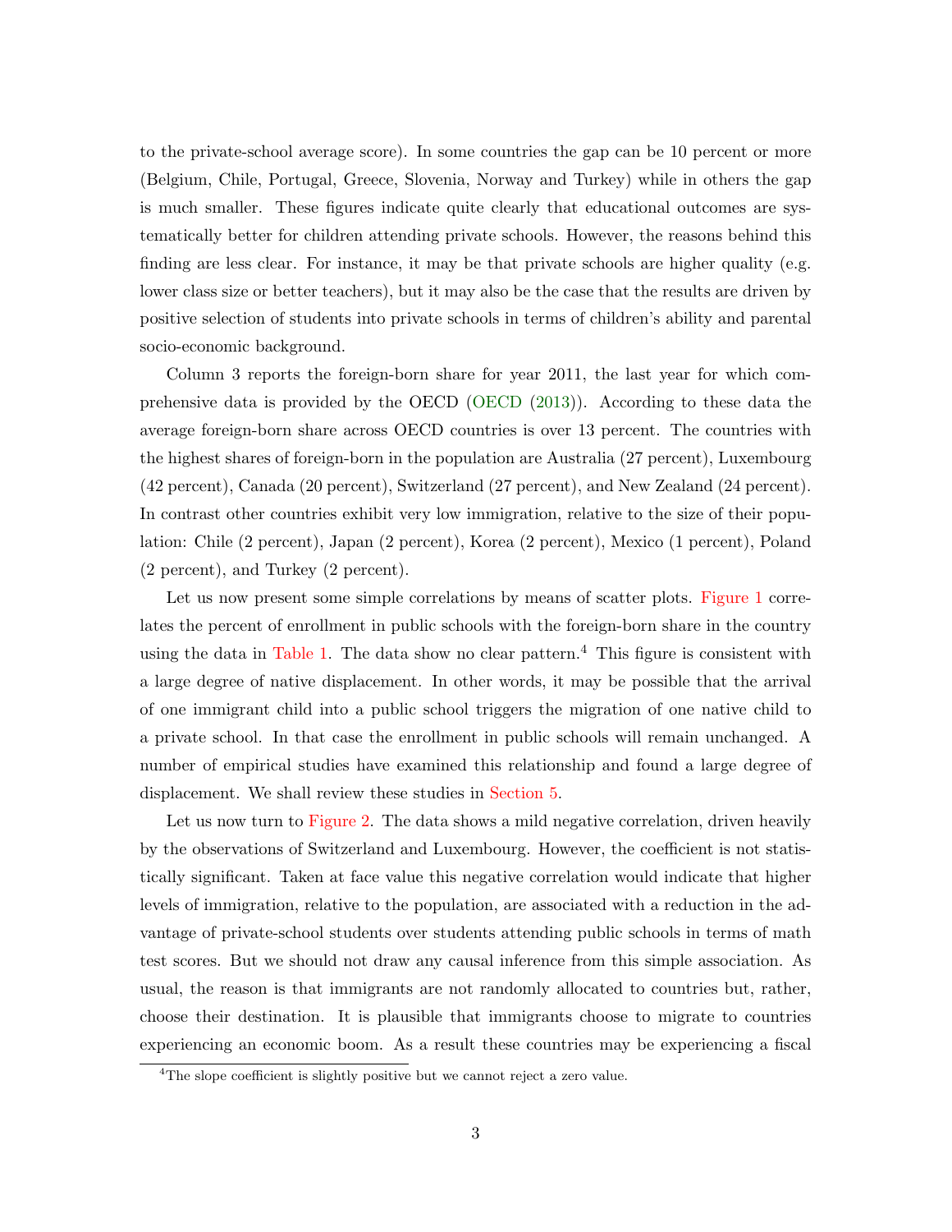to the private-school average score). In some countries the gap can be 10 percent or more (Belgium, Chile, Portugal, Greece, Slovenia, Norway and Turkey) while in others the gap is much smaller. These figures indicate quite clearly that educational outcomes are systematically better for children attending private schools. However, the reasons behind this finding are less clear. For instance, it may be that private schools are higher quality (e.g. lower class size or better teachers), but it may also be the case that the results are driven by positive selection of students into private schools in terms of children's ability and parental socio-economic background.

Column 3 reports the foreign-born share for year 2011, the last year for which comprehensive data is provided by the OECD (OECD (2013)). According to these data the average foreign-born share across OECD countries is over 13 percent. The countries with the highest shares of foreign-born in the population are Australia (27 percent), Luxembourg (42 percent), Canada (20 percent), Switzerland (27 percent), and New Zealand (24 percent). In contrast other countries exhibit very low immigration, relative to the size of their population: Chile (2 percent), Japan (2 percent), Korea (2 percent), Mexico (1 percent), Poland (2 percent), and Turkey (2 percent).

Let us now present some simple correlations by means of scatter plots. Figure 1 correlates the percent of enrollment in public schools with the foreign-born share in the country using the data in Table 1. The data show no clear pattern.[4] This figure is consistent with a large degree of native displacement. In other words, it may be possible that the arrival of one immigrant child into a public school triggers the migration of one native child to a private school. In that case the enrollment in public schools will remain unchanged. A number of empirical studies have examined this relationship and found a large degree of displacement. We shall review these studies in Section 5.

Let us now turn to Figure 2. The data shows a mild negative correlation, driven heavily by the observations of Switzerland and Luxembourg. However, the coefficient is not statistically significant. Taken at face value this negative correlation would indicate that higher levels of immigration, relative to the population, are associated with a reduction in the advantage of private-school students over students attending public schools in terms of math test scores. But we should not draw any causal inference from this simple association. As usual, the reason is that immigrants are not randomly allocated to countries but, rather, choose their destination. It is plausible that immigrants choose to migrate to countries experiencing an economic boom. As a result these countries may be experiencing a fiscal

[4] The slope coefficient is slightly positive but we cannot reject a zero value.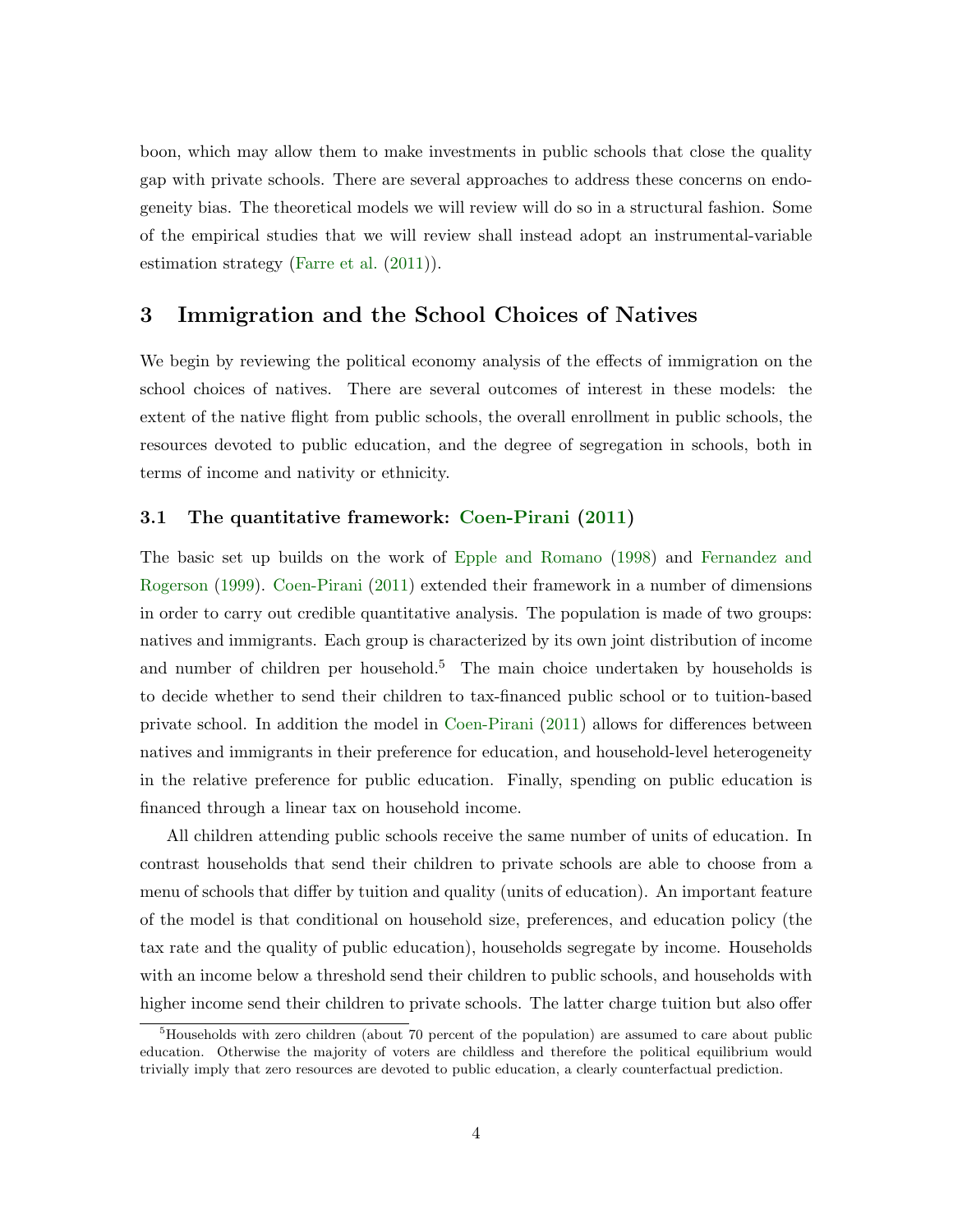boon, which may allow them to make investments in public schools that close the quality gap with private schools. There are several approaches to address these concerns on endogeneity bias. The theoretical models we will review will do so in a structural fashion. Some of the empirical studies that we will review shall instead adopt an instrumental-variable estimation strategy (Farre et al. (2011)).

## 3 Immigration and the School Choices of Natives

We begin by reviewing the political economy analysis of the effects of immigration on the school choices of natives. There are several outcomes of interest in these models: the extent of the native flight from public schools, the overall enrollment in public schools, the resources devoted to public education, and the degree of segregation in schools, both in terms of income and nativity or ethnicity.

### 3.1 The quantitative framework: Coen-Pirani (2011)

The basic set up builds on the work of Epple and Romano (1998) and Fernandez and Rogerson (1999). Coen-Pirani (2011) extended their framework in a number of dimensions in order to carry out credible quantitative analysis. The population is made of two groups: natives and immigrants. Each group is characterized by its own joint distribution of income and number of children per household.[5] The main choice undertaken by households is to decide whether to send their children to tax-financed public school or to tuition-based private school. In addition the model in Coen-Pirani (2011) allows for differences between natives and immigrants in their preference for education, and household-level heterogeneity in the relative preference for public education. Finally, spending on public education is financed through a linear tax on household income.

All children attending public schools receive the same number of units of education. In contrast households that send their children to private schools are able to choose from a menu of schools that differ by tuition and quality (units of education). An important feature of the model is that conditional on household size, preferences, and education policy (the tax rate and the quality of public education), households segregate by income. Households with an income below a threshold send their children to public schools, and households with higher income send their children to private schools. The latter charge tuition but also offer

[5] Households with zero children (about 70 percent of the population) are assumed to care about public education. Otherwise the majority of voters are childless and therefore the political equilibrium would trivially imply that zero resources are devoted to public education, a clearly counterfactual prediction.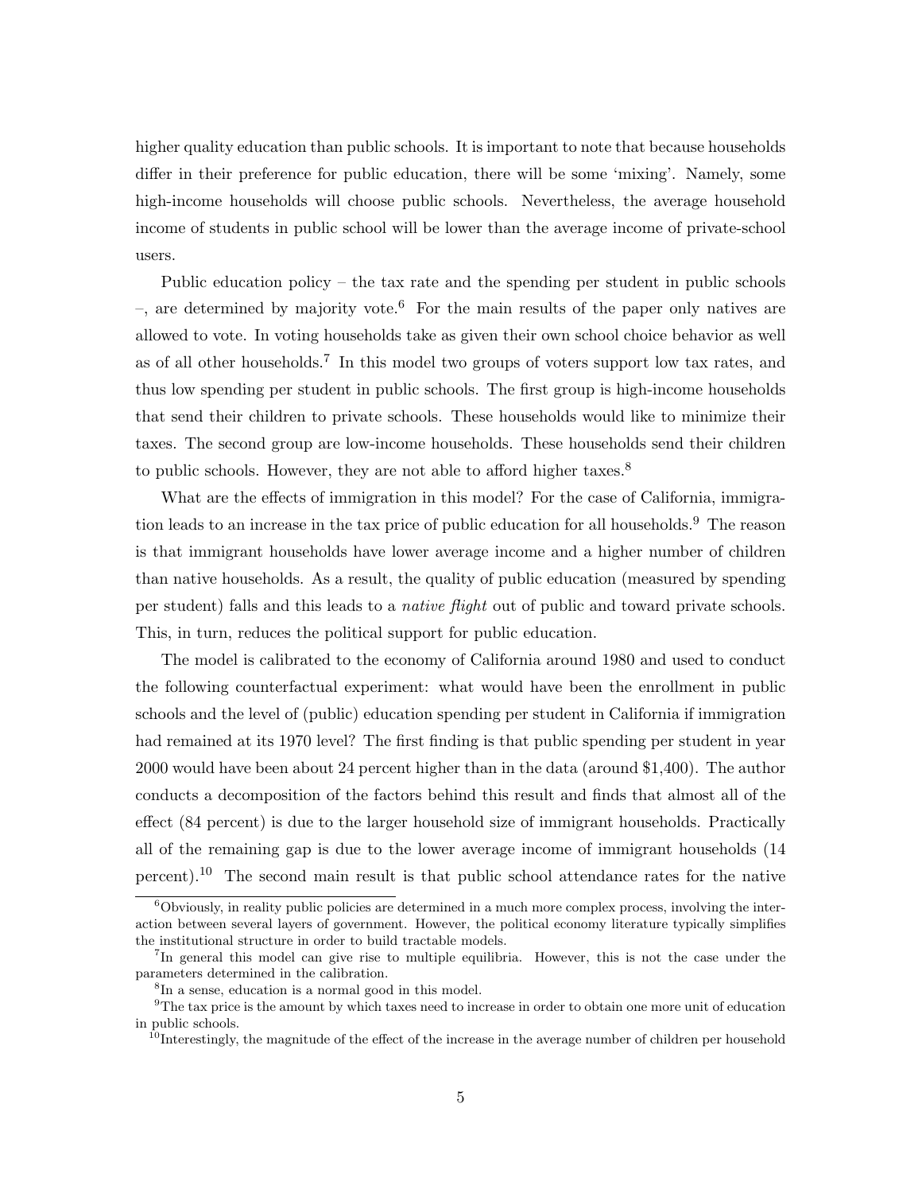higher quality education than public schools. It is important to note that because households differ in their preference for public education, there will be some 'mixing'. Namely, some high-income households will choose public schools. Nevertheless, the average household income of students in public school will be lower than the average income of private-school users.

Public education policy – the tax rate and the spending per student in public schools –, are determined by majority vote.[6] For the main results of the paper only natives are allowed to vote. In voting households take as given their own school choice behavior as well as of all other households.[7] In this model two groups of voters support low tax rates, and thus low spending per student in public schools. The first group is high-income households that send their children to private schools. These households would like to minimize their taxes. The second group are low-income households. These households send their children to public schools. However, they are not able to afford higher taxes.[8]

What are the effects of immigration in this model? For the case of California, immigration leads to an increase in the tax price of public education for all households.[9] The reason is that immigrant households have lower average income and a higher number of children than native households. As a result, the quality of public education (measured by spending per student) falls and this leads to a *native flight* out of public and toward private schools. This, in turn, reduces the political support for public education.

The model is calibrated to the economy of California around 1980 and used to conduct the following counterfactual experiment: what would have been the enrollment in public schools and the level of (public) education spending per student in California if immigration had remained at its 1970 level? The first finding is that public spending per student in year 2000 would have been about 24 percent higher than in the data (around $1,400). The author conducts a decomposition of the factors behind this result and finds that almost all of the effect (84 percent) is due to the larger household size of immigrant households. Practically all of the remaining gap is due to the lower average income of immigrant households (14 percent).[10] The second main result is that public school attendance rates for the native

---

[6]Obviously, in reality public policies are determined in a much more complex process, involving the interaction between several layers of government. However, the political economy literature typically simplifies the institutional structure in order to build tractable models.

[7]In general this model can give rise to multiple equilibria. However, this is not the case under the parameters determined in the calibration.

[8]In a sense, education is a normal good in this model.

[9]The tax price is the amount by which taxes need to increase in order to obtain one more unit of education in public schools.

[10]Interestingly, the magnitude of the effect of the increase in the average number of children per household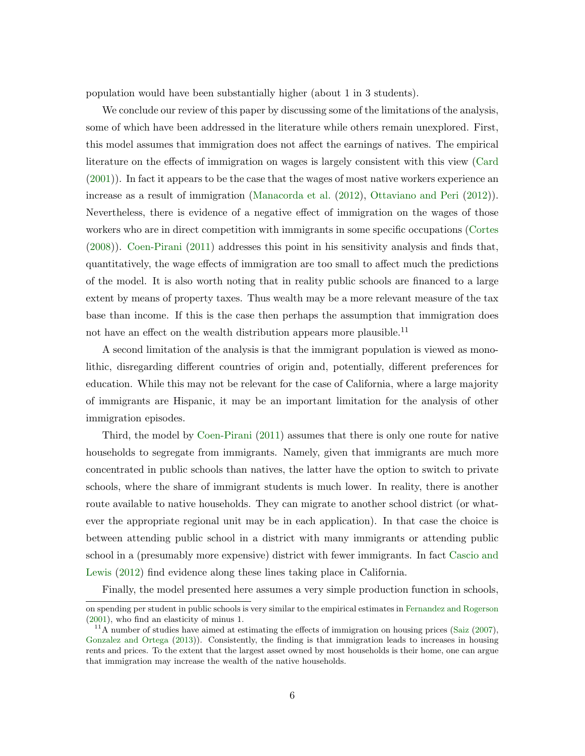population would have been substantially higher (about 1 in 3 students).

We conclude our review of this paper by discussing some of the limitations of the analysis, some of which have been addressed in the literature while others remain unexplored. First, this model assumes that immigration does not affect the earnings of natives. The empirical literature on the effects of immigration on wages is largely consistent with this view (Card (2001)). In fact it appears to be the case that the wages of most native workers experience an increase as a result of immigration (Manacorda et al. (2012), Ottaviano and Peri (2012)). Nevertheless, there is evidence of a negative effect of immigration on the wages of those workers who are in direct competition with immigrants in some specific occupations (Cortes (2008)). Coen-Pirani (2011) addresses this point in his sensitivity analysis and finds that, quantitatively, the wage effects of immigration are too small to affect much the predictions of the model. It is also worth noting that in reality public schools are financed to a large extent by means of property taxes. Thus wealth may be a more relevant measure of the tax base than income. If this is the case then perhaps the assumption that immigration does not have an effect on the wealth distribution appears more plausible.[11]

A second limitation of the analysis is that the immigrant population is viewed as monolithic, disregarding different countries of origin and, potentially, different preferences for education. While this may not be relevant for the case of California, where a large majority of immigrants are Hispanic, it may be an important limitation for the analysis of other immigration episodes.

Third, the model by Coen-Pirani (2011) assumes that there is only one route for native households to segregate from immigrants. Namely, given that immigrants are much more concentrated in public schools than natives, the latter have the option to switch to private schools, where the share of immigrant students is much lower. In reality, there is another route available to native households. They can migrate to another school district (or whatever the appropriate regional unit may be in each application). In that case the choice is between attending public school in a district with many immigrants or attending public school in a (presumably more expensive) district with fewer immigrants. In fact Cascio and Lewis (2012) find evidence along these lines taking place in California.

Finally, the model presented here assumes a very simple production function in schools,

on spending per student in public schools is very similar to the empirical estimates in Fernandez and Rogerson (2001), who find an elasticity of minus 1.

[11] A number of studies have aimed at estimating the effects of immigration on housing prices (Saiz (2007), Gonzalez and Ortega (2013)). Consistently, the finding is that immigration leads to increases in housing rents and prices. To the extent that the largest asset owned by most households is their home, one can argue that immigration may increase the wealth of the native households.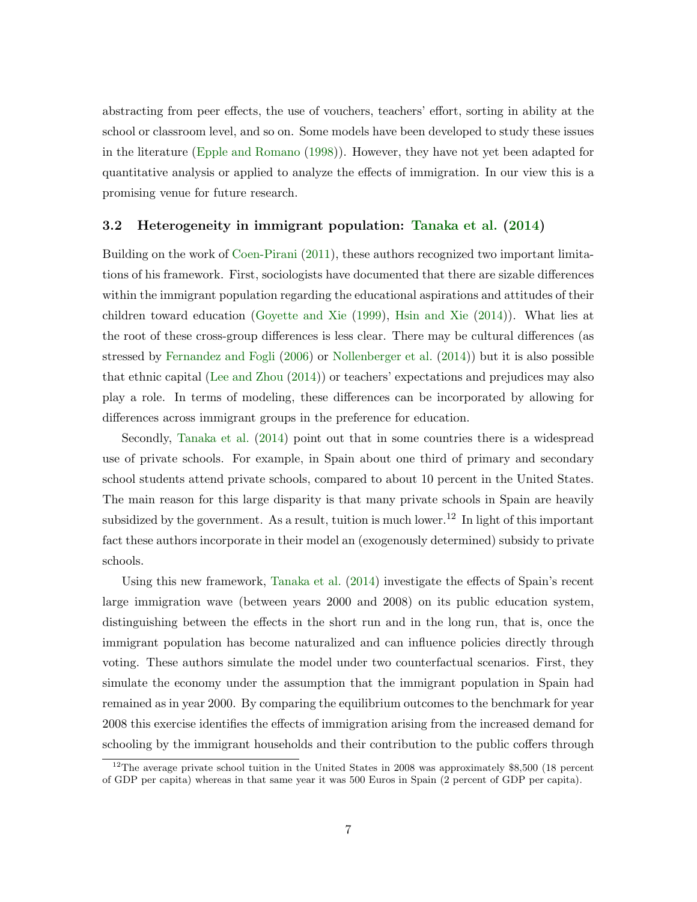abstracting from peer effects, the use of vouchers, teachers' effort, sorting in ability at the school or classroom level, and so on. Some models have been developed to study these issues in the literature (Epple and Romano (1998)). However, they have not yet been adapted for quantitative analysis or applied to analyze the effects of immigration. In our view this is a promising venue for future research.

### 3.2 Heterogeneity in immigrant population: Tanaka et al. (2014)

Building on the work of Coen-Pirani (2011), these authors recognized two important limitations of his framework. First, sociologists have documented that there are sizable differences within the immigrant population regarding the educational aspirations and attitudes of their children toward education (Goyette and Xie (1999), Hsin and Xie (2014)). What lies at the root of these cross-group differences is less clear. There may be cultural differences (as stressed by Fernandez and Fogli (2006) or Nollenberger et al. (2014)) but it is also possible that ethnic capital (Lee and Zhou (2014)) or teachers' expectations and prejudices may also play a role. In terms of modeling, these differences can be incorporated by allowing for differences across immigrant groups in the preference for education.

Secondly, Tanaka et al. (2014) point out that in some countries there is a widespread use of private schools. For example, in Spain about one third of primary and secondary school students attend private schools, compared to about 10 percent in the United States. The main reason for this large disparity is that many private schools in Spain are heavily subsidized by the government. As a result, tuition is much lower.[12] In light of this important fact these authors incorporate in their model an (exogenously determined) subsidy to private schools.

Using this new framework, Tanaka et al. (2014) investigate the effects of Spain's recent large immigration wave (between years 2000 and 2008) on its public education system, distinguishing between the effects in the short run and in the long run, that is, once the immigrant population has become naturalized and can influence policies directly through voting. These authors simulate the model under two counterfactual scenarios. First, they simulate the economy under the assumption that the immigrant population in Spain had remained as in year 2000. By comparing the equilibrium outcomes to the benchmark for year 2008 this exercise identifies the effects of immigration arising from the increased demand for schooling by the immigrant households and their contribution to the public coffers through

[12] The average private school tuition in the United States in 2008 was approximately $8,500 (18 percent of GDP per capita) whereas in that same year it was 500 Euros in Spain (2 percent of GDP per capita).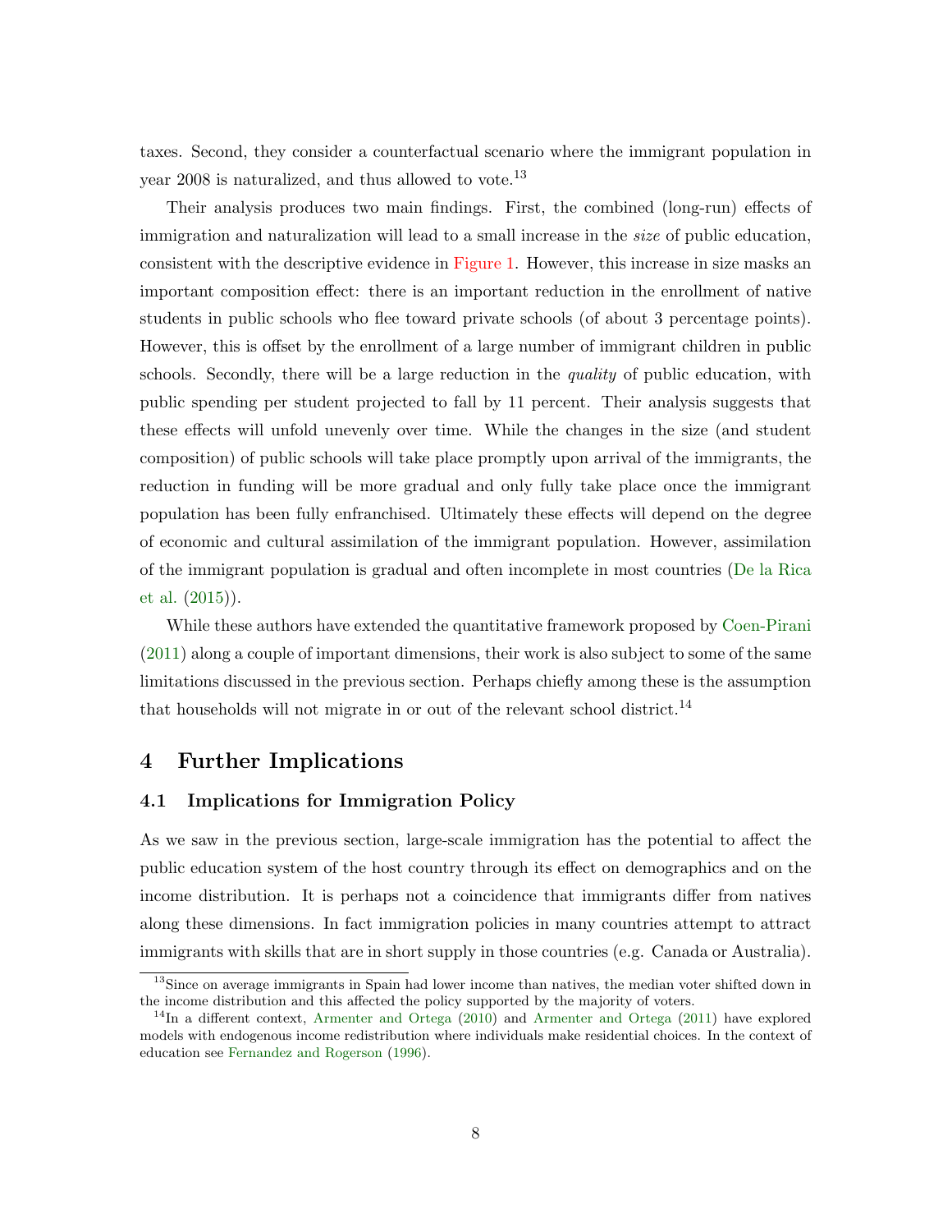taxes. Second, they consider a counterfactual scenario where the immigrant population in year 2008 is naturalized, and thus allowed to vote.[13]

Their analysis produces two main findings. First, the combined (long-run) effects of immigration and naturalization will lead to a small increase in the *size* of public education, consistent with the descriptive evidence in Figure 1. However, this increase in size masks an important composition effect: there is an important reduction in the enrollment of native students in public schools who flee toward private schools (of about 3 percentage points). However, this is offset by the enrollment of a large number of immigrant children in public schools. Secondly, there will be a large reduction in the *quality* of public education, with public spending per student projected to fall by 11 percent. Their analysis suggests that these effects will unfold unevenly over time. While the changes in the size (and student composition) of public schools will take place promptly upon arrival of the immigrants, the reduction in funding will be more gradual and only fully take place once the immigrant population has been fully enfranchised. Ultimately these effects will depend on the degree of economic and cultural assimilation of the immigrant population. However, assimilation of the immigrant population is gradual and often incomplete in most countries (De la Rica et al. (2015)).

While these authors have extended the quantitative framework proposed by Coen-Pirani (2011) along a couple of important dimensions, their work is also subject to some of the same limitations discussed in the previous section. Perhaps chiefly among these is the assumption that households will not migrate in or out of the relevant school district.[14]

# 4 Further Implications

## 4.1 Implications for Immigration Policy

As we saw in the previous section, large-scale immigration has the potential to affect the public education system of the host country through its effect on demographics and on the income distribution. It is perhaps not a coincidence that immigrants differ from natives along these dimensions. In fact immigration policies in many countries attempt to attract immigrants with skills that are in short supply in those countries (e.g. Canada or Australia).

[13] Since on average immigrants in Spain had lower income than natives, the median voter shifted down in the income distribution and this affected the policy supported by the majority of voters.

[14] In a different context, Armenter and Ortega (2010) and Armenter and Ortega (2011) have explored models with endogenous income redistribution where individuals make residential choices. In the context of education see Fernandez and Rogerson (1996).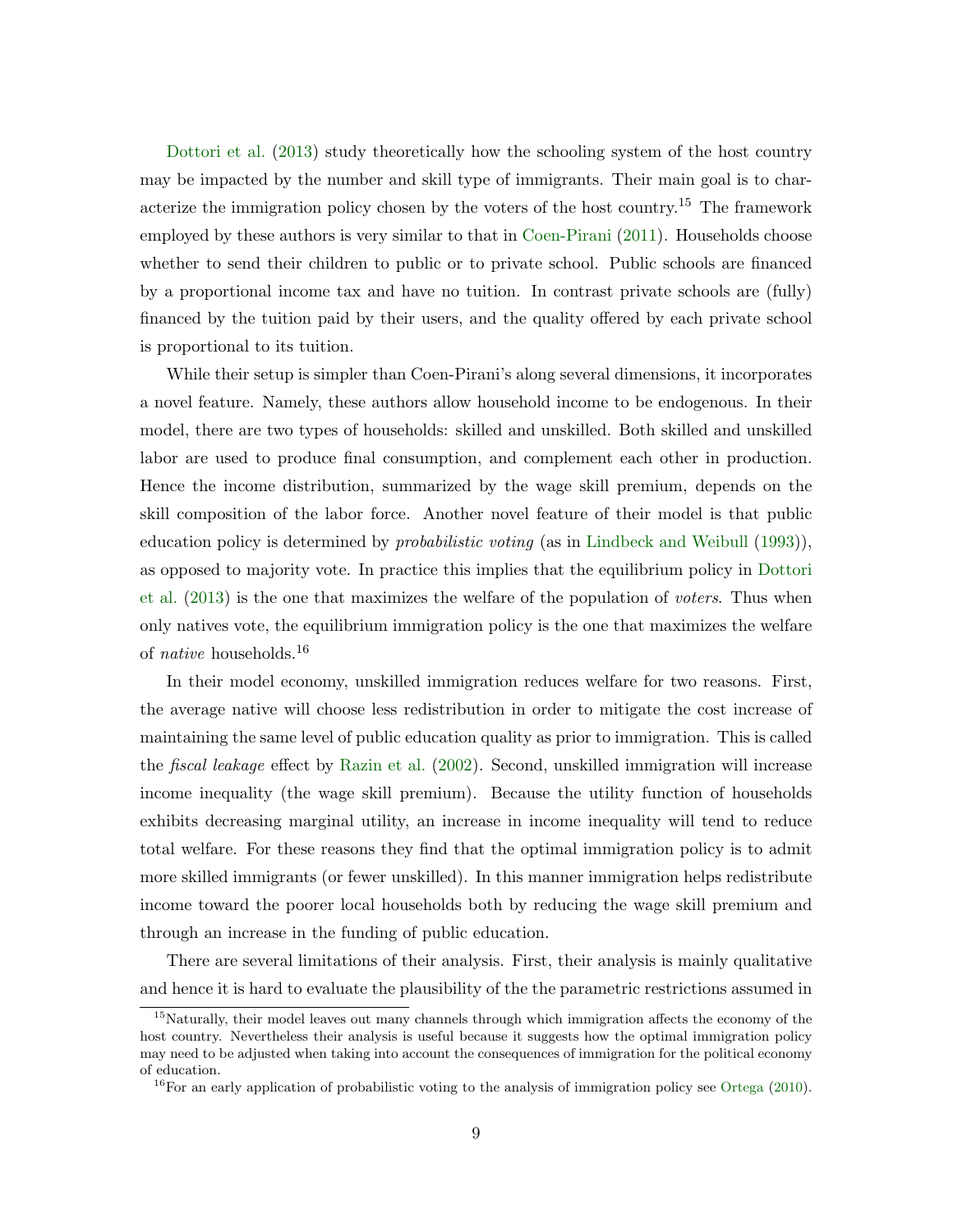Dottori et al. (2013) study theoretically how the schooling system of the host country may be impacted by the number and skill type of immigrants. Their main goal is to characterize the immigration policy chosen by the voters of the host country.[15] The framework employed by these authors is very similar to that in Coen-Pirani (2011). Households choose whether to send their children to public or to private school. Public schools are financed by a proportional income tax and have no tuition. In contrast private schools are (fully) financed by the tuition paid by their users, and the quality offered by each private school is proportional to its tuition.

While their setup is simpler than Coen-Pirani's along several dimensions, it incorporates a novel feature. Namely, these authors allow household income to be endogenous. In their model, there are two types of households: skilled and unskilled. Both skilled and unskilled labor are used to produce final consumption, and complement each other in production. Hence the income distribution, summarized by the wage skill premium, depends on the skill composition of the labor force. Another novel feature of their model is that public education policy is determined by *probabilistic voting* (as in Lindbeck and Weibull (1993)), as opposed to majority vote. In practice this implies that the equilibrium policy in Dottori et al. (2013) is the one that maximizes the welfare of the population of *voters*. Thus when only natives vote, the equilibrium immigration policy is the one that maximizes the welfare of *native* households.[16]

In their model economy, unskilled immigration reduces welfare for two reasons. First, the average native will choose less redistribution in order to mitigate the cost increase of maintaining the same level of public education quality as prior to immigration. This is called the *fiscal leakage* effect by Razin et al. (2002). Second, unskilled immigration will increase income inequality (the wage skill premium). Because the utility function of households exhibits decreasing marginal utility, an increase in income inequality will tend to reduce total welfare. For these reasons they find that the optimal immigration policy is to admit more skilled immigrants (or fewer unskilled). In this manner immigration helps redistribute income toward the poorer local households both by reducing the wage skill premium and through an increase in the funding of public education.

There are several limitations of their analysis. First, their analysis is mainly qualitative and hence it is hard to evaluate the plausibility of the the parametric restrictions assumed in

[15] Naturally, their model leaves out many channels through which immigration affects the economy of the host country. Nevertheless their analysis is useful because it suggests how the optimal immigration policy may need to be adjusted when taking into account the consequences of immigration for the political economy of education.

[16] For an early application of probabilistic voting to the analysis of immigration policy see Ortega (2010).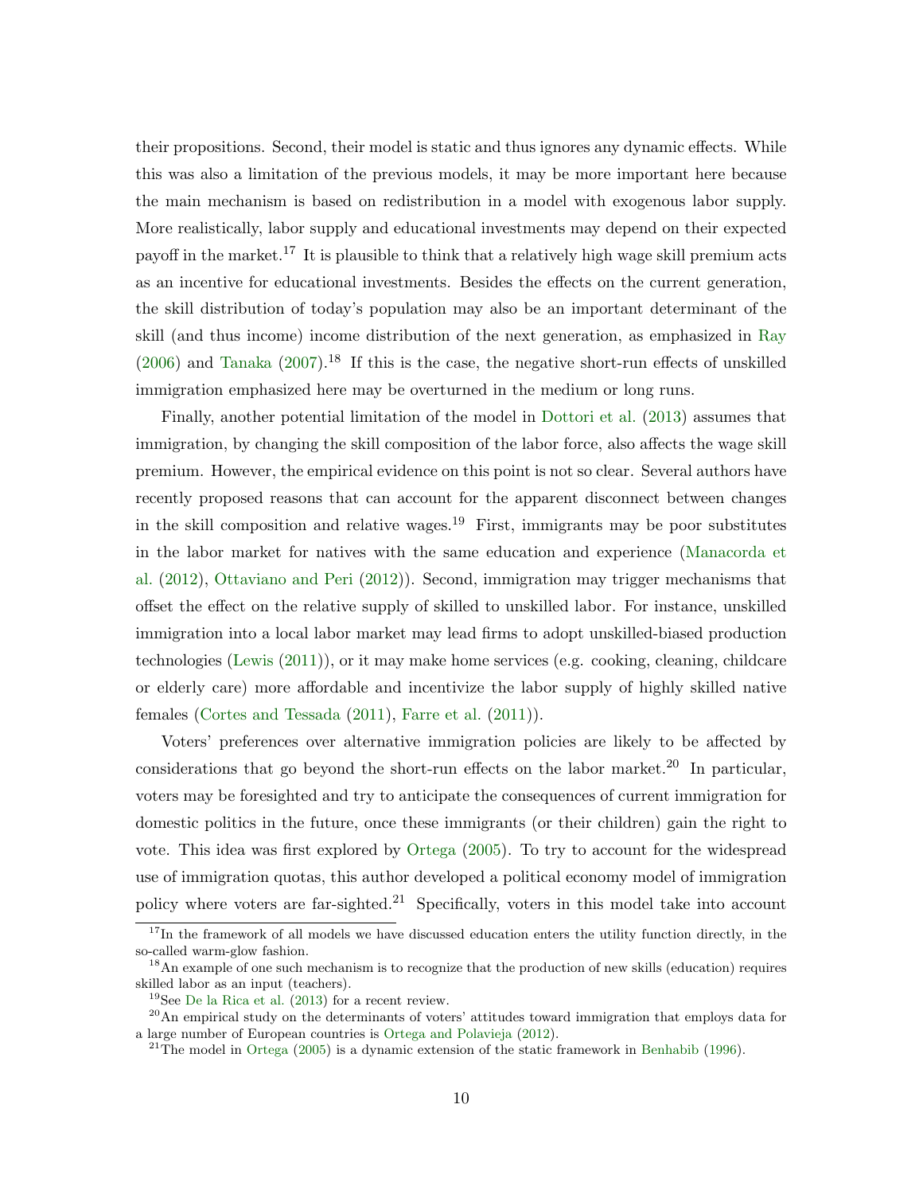their propositions. Second, their model is static and thus ignores any dynamic effects. While this was also a limitation of the previous models, it may be more important here because the main mechanism is based on redistribution in a model with exogenous labor supply. More realistically, labor supply and educational investments may depend on their expected payoff in the market.[17] It is plausible to think that a relatively high wage skill premium acts as an incentive for educational investments. Besides the effects on the current generation, the skill distribution of today's population may also be an important determinant of the skill (and thus income) income distribution of the next generation, as emphasized in Ray (2006) and Tanaka (2007).[18] If this is the case, the negative short-run effects of unskilled immigration emphasized here may be overturned in the medium or long runs.

Finally, another potential limitation of the model in Dottori et al. (2013) assumes that immigration, by changing the skill composition of the labor force, also affects the wage skill premium. However, the empirical evidence on this point is not so clear. Several authors have recently proposed reasons that can account for the apparent disconnect between changes in the skill composition and relative wages.[19] First, immigrants may be poor substitutes in the labor market for natives with the same education and experience (Manacorda et al. (2012), Ottaviano and Peri (2012)). Second, immigration may trigger mechanisms that offset the effect on the relative supply of skilled to unskilled labor. For instance, unskilled immigration into a local labor market may lead firms to adopt unskilled-biased production technologies (Lewis (2011)), or it may make home services (e.g. cooking, cleaning, childcare or elderly care) more affordable and incentivize the labor supply of highly skilled native females (Cortes and Tessada (2011), Farre et al. (2011)).

Voters' preferences over alternative immigration policies are likely to be affected by considerations that go beyond the short-run effects on the labor market.[20] In particular, voters may be foresighted and try to anticipate the consequences of current immigration for domestic politics in the future, once these immigrants (or their children) gain the right to vote. This idea was first explored by Ortega (2005). To try to account for the widespread use of immigration quotas, this author developed a political economy model of immigration policy where voters are far-sighted.[21] Specifically, voters in this model take into account

[17] In the framework of all models we have discussed education enters the utility function directly, in the so-called warm-glow fashion.

[18] An example of one such mechanism is to recognize that the production of new skills (education) requires skilled labor as an input (teachers).

[19] See De la Rica et al. (2013) for a recent review.

[20] An empirical study on the determinants of voters' attitudes toward immigration that employs data for a large number of European countries is Ortega and Polavieja (2012).

[21] The model in Ortega (2005) is a dynamic extension of the static framework in Benhabib (1996).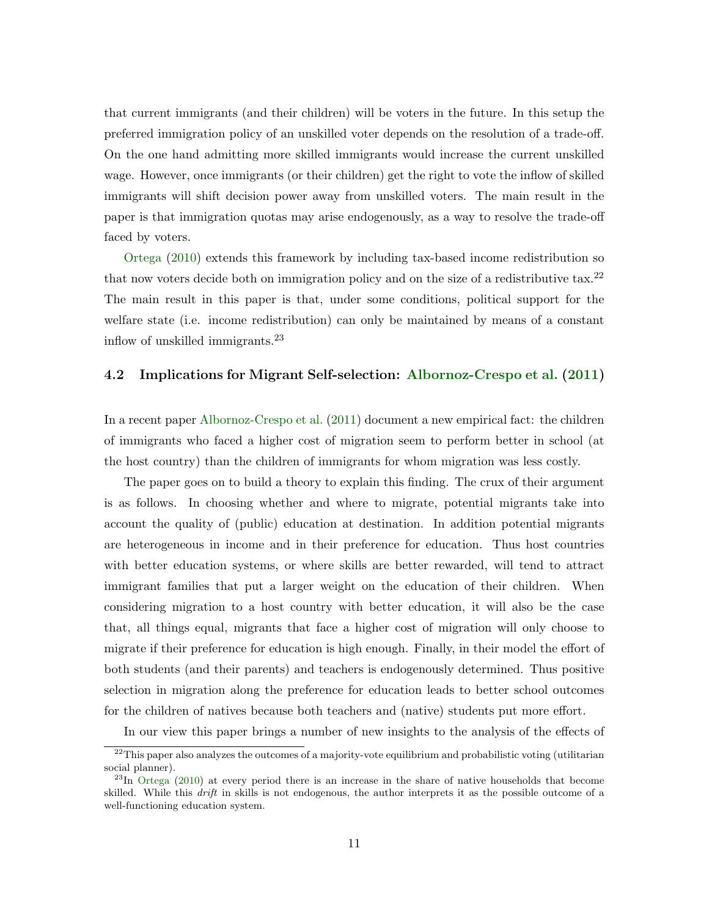that current immigrants (and their children) will be voters in the future. In this setup the preferred immigration policy of an unskilled voter depends on the resolution of a trade-off. On the one hand admitting more skilled immigrants would increase the current unskilled wage. However, once immigrants (or their children) get the right to vote the inflow of skilled immigrants will shift decision power away from unskilled voters. The main result in the paper is that immigration quotas may arise endogenously, as a way to resolve the trade-off faced by voters.

Ortega (2010) extends this framework by including tax-based income redistribution so that now voters decide both on immigration policy and on the size of a redistributive tax.[22] The main result in this paper is that, under some conditions, political support for the welfare state (i.e. income redistribution) can only be maintained by means of a constant inflow of unskilled immigrants.[23]

### 4.2 Implications for Migrant Self-selection: Albornoz-Crespo et al. (2011)

In a recent paper Albornoz-Crespo et al. (2011) document a new empirical fact: the children of immigrants who faced a higher cost of migration seem to perform better in school (at the host country) than the children of immigrants for whom migration was less costly.

The paper goes on to build a theory to explain this finding. The crux of their argument is as follows. In choosing whether and where to migrate, potential migrants take into account the quality of (public) education at destination. In addition potential migrants are heterogeneous in income and in their preference for education. Thus host countries with better education systems, or where skills are better rewarded, will tend to attract immigrant families that put a larger weight on the education of their children. When considering migration to a host country with better education, it will also be the case that, all things equal, migrants that face a higher cost of migration will only choose to migrate if their preference for education is high enough. Finally, in their model the effort of both students (and their parents) and teachers is endogenously determined. Thus positive selection in migration along the preference for education leads to better school outcomes for the children of natives because both teachers and (native) students put more effort.

In our view this paper brings a number of new insights to the analysis of the effects of

[22] This paper also analyzes the outcomes of a majority-vote equilibrium and probabilistic voting (utilitarian social planner).

[23] In Ortega (2010) at every period there is an increase in the share of native households that become skilled. While this *drift* in skills is not endogenous, the author interprets it as the possible outcome of a well-functioning education system.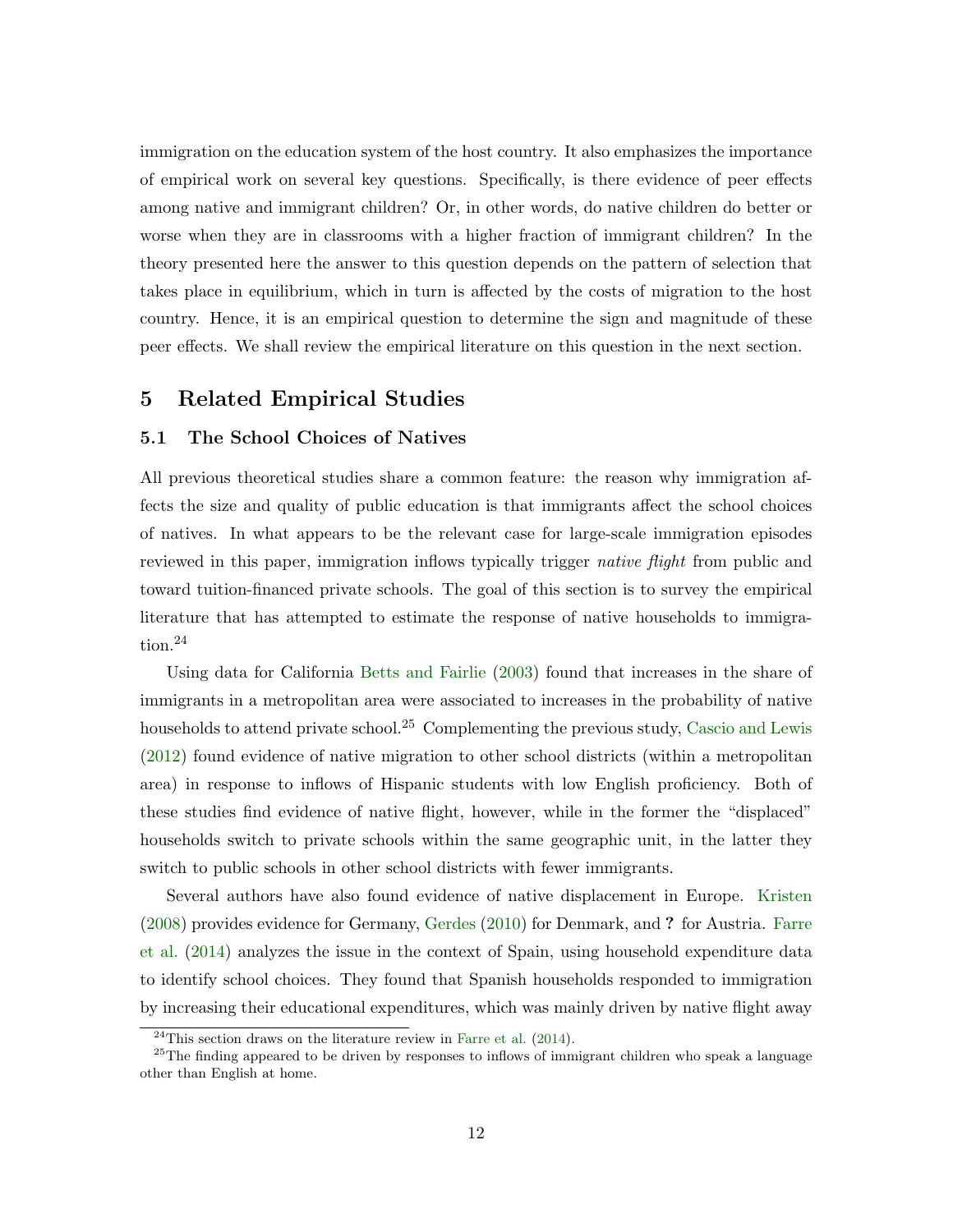immigration on the education system of the host country. It also emphasizes the importance of empirical work on several key questions. Specifically, is there evidence of peer effects among native and immigrant children? Or, in other words, do native children do better or worse when they are in classrooms with a higher fraction of immigrant children? In the theory presented here the answer to this question depends on the pattern of selection that takes place in equilibrium, which in turn is affected by the costs of migration to the host country. Hence, it is an empirical question to determine the sign and magnitude of these peer effects. We shall review the empirical literature on this question in the next section.

## 5 Related Empirical Studies

### 5.1 The School Choices of Natives

All previous theoretical studies share a common feature: the reason why immigration affects the size and quality of public education is that immigrants affect the school choices of natives. In what appears to be the relevant case for large-scale immigration episodes reviewed in this paper, immigration inflows typically trigger *native flight* from public and toward tuition-financed private schools. The goal of this section is to survey the empirical literature that has attempted to estimate the response of native households to immigration.[24]

Using data for California Betts and Fairlie (2003) found that increases in the share of immigrants in a metropolitan area were associated to increases in the probability of native households to attend private school.[25] Complementing the previous study, Cascio and Lewis (2012) found evidence of native migration to other school districts (within a metropolitan area) in response to inflows of Hispanic students with low English proficiency. Both of these studies find evidence of native flight, however, while in the former the "displaced" households switch to private schools within the same geographic unit, in the latter they switch to public schools in other school districts with fewer immigrants.

Several authors have also found evidence of native displacement in Europe. Kristen (2008) provides evidence for Germany, Gerdes (2010) for Denmark, and **?** for Austria. Farre et al. (2014) analyzes the issue in the context of Spain, using household expenditure data to identify school choices. They found that Spanish households responded to immigration by increasing their educational expenditures, which was mainly driven by native flight away

[24] This section draws on the literature review in Farre et al. (2014).

[25] The finding appeared to be driven by responses to inflows of immigrant children who speak a language other than English at home.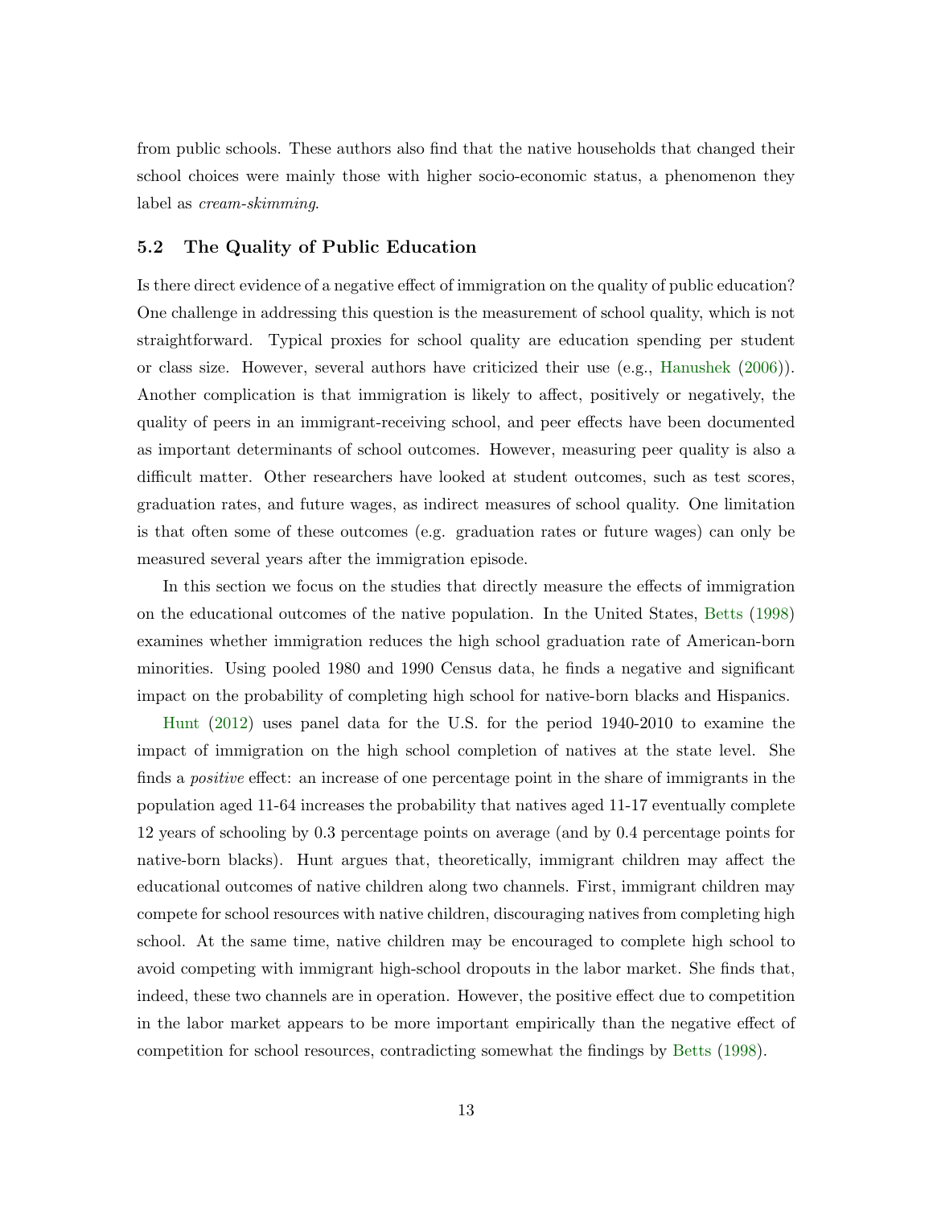from public schools. These authors also find that the native households that changed their school choices were mainly those with higher socio-economic status, a phenomenon they label as *cream-skimming*.

### 5.2 The Quality of Public Education

Is there direct evidence of a negative effect of immigration on the quality of public education? One challenge in addressing this question is the measurement of school quality, which is not straightforward. Typical proxies for school quality are education spending per student or class size. However, several authors have criticized their use (e.g., Hanushek (2006)). Another complication is that immigration is likely to affect, positively or negatively, the quality of peers in an immigrant-receiving school, and peer effects have been documented as important determinants of school outcomes. However, measuring peer quality is also a difficult matter. Other researchers have looked at student outcomes, such as test scores, graduation rates, and future wages, as indirect measures of school quality. One limitation is that often some of these outcomes (e.g. graduation rates or future wages) can only be measured several years after the immigration episode.

In this section we focus on the studies that directly measure the effects of immigration on the educational outcomes of the native population. In the United States, Betts (1998) examines whether immigration reduces the high school graduation rate of American-born minorities. Using pooled 1980 and 1990 Census data, he finds a negative and significant impact on the probability of completing high school for native-born blacks and Hispanics.

Hunt (2012) uses panel data for the U.S. for the period 1940-2010 to examine the impact of immigration on the high school completion of natives at the state level. She finds a *positive* effect: an increase of one percentage point in the share of immigrants in the population aged 11-64 increases the probability that natives aged 11-17 eventually complete 12 years of schooling by 0.3 percentage points on average (and by 0.4 percentage points for native-born blacks). Hunt argues that, theoretically, immigrant children may affect the educational outcomes of native children along two channels. First, immigrant children may compete for school resources with native children, discouraging natives from completing high school. At the same time, native children may be encouraged to complete high school to avoid competing with immigrant high-school dropouts in the labor market. She finds that, indeed, these two channels are in operation. However, the positive effect due to competition in the labor market appears to be more important empirically than the negative effect of competition for school resources, contradicting somewhat the findings by Betts (1998).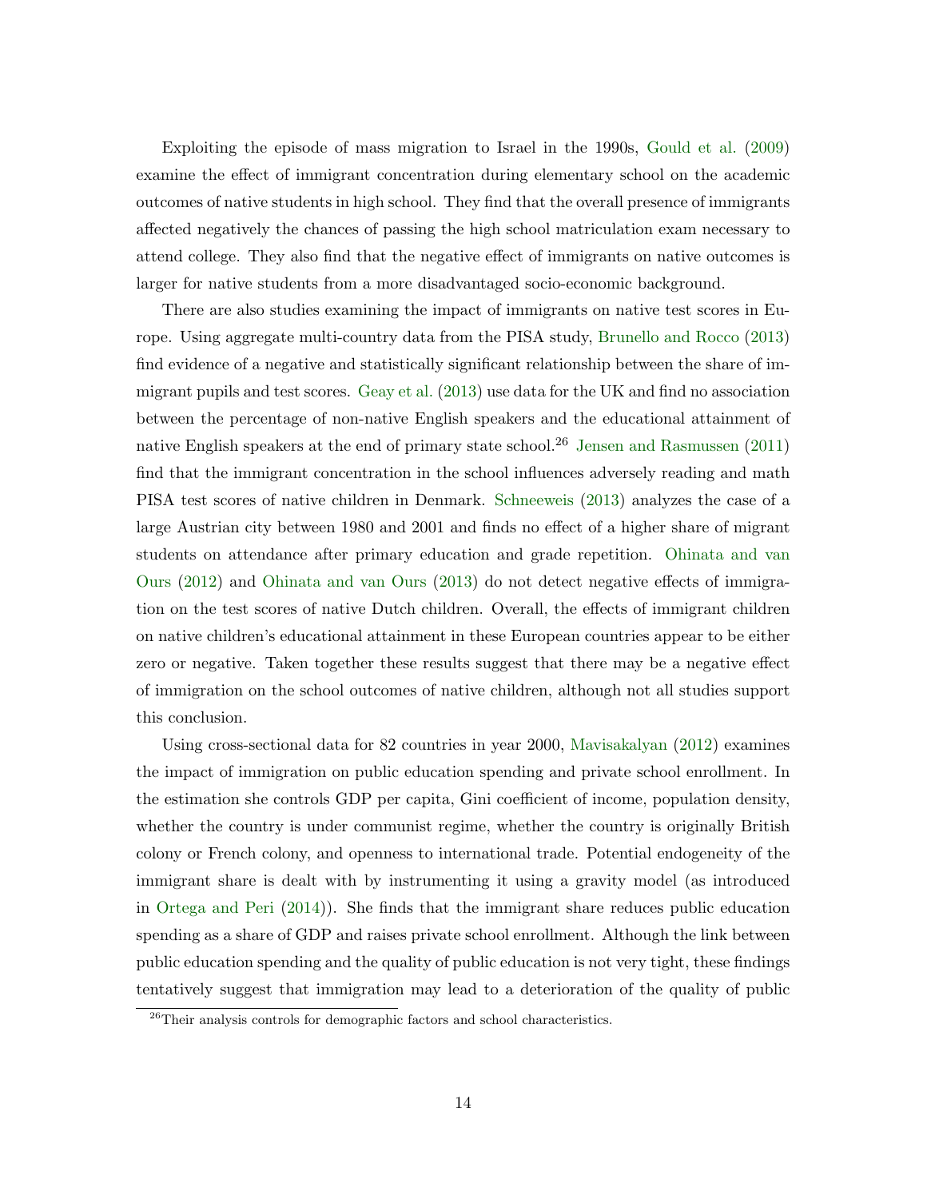Exploiting the episode of mass migration to Israel in the 1990s, Gould et al. (2009) examine the effect of immigrant concentration during elementary school on the academic outcomes of native students in high school. They find that the overall presence of immigrants affected negatively the chances of passing the high school matriculation exam necessary to attend college. They also find that the negative effect of immigrants on native outcomes is larger for native students from a more disadvantaged socio-economic background.

There are also studies examining the impact of immigrants on native test scores in Europe. Using aggregate multi-country data from the PISA study, Brunello and Rocco (2013) find evidence of a negative and statistically significant relationship between the share of immigrant pupils and test scores. Geay et al. (2013) use data for the UK and find no association between the percentage of non-native English speakers and the educational attainment of native English speakers at the end of primary state school.[26] Jensen and Rasmussen (2011) find that the immigrant concentration in the school influences adversely reading and math PISA test scores of native children in Denmark. Schneeweis (2013) analyzes the case of a large Austrian city between 1980 and 2001 and finds no effect of a higher share of migrant students on attendance after primary education and grade repetition. Ohinata and van Ours (2012) and Ohinata and van Ours (2013) do not detect negative effects of immigration on the test scores of native Dutch children. Overall, the effects of immigrant children on native children's educational attainment in these European countries appear to be either zero or negative. Taken together these results suggest that there may be a negative effect of immigration on the school outcomes of native children, although not all studies support this conclusion.

Using cross-sectional data for 82 countries in year 2000, Mavisakalyan (2012) examines the impact of immigration on public education spending and private school enrollment. In the estimation she controls GDP per capita, Gini coefficient of income, population density, whether the country is under communist regime, whether the country is originally British colony or French colony, and openness to international trade. Potential endogeneity of the immigrant share is dealt with by instrumenting it using a gravity model (as introduced in Ortega and Peri (2014)). She finds that the immigrant share reduces public education spending as a share of GDP and raises private school enrollment. Although the link between public education spending and the quality of public education is not very tight, these findings tentatively suggest that immigration may lead to a deterioration of the quality of public

[26] Their analysis controls for demographic factors and school characteristics.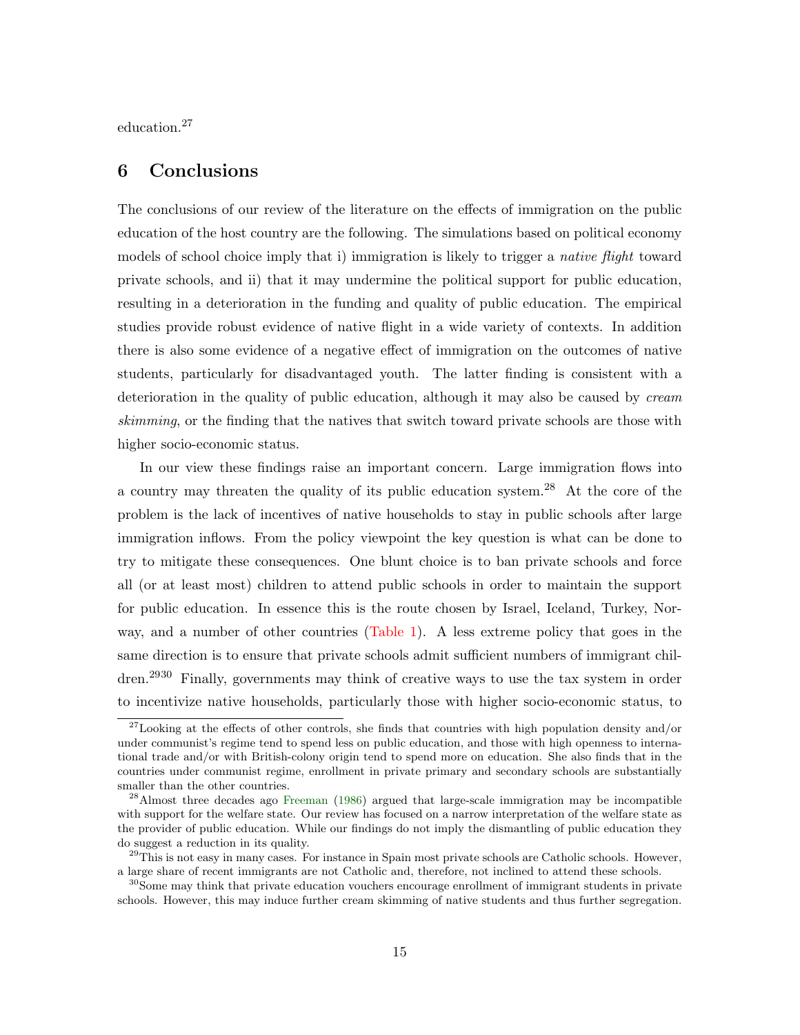education.[27]

## 6 Conclusions

The conclusions of our review of the literature on the effects of immigration on the public education of the host country are the following. The simulations based on political economy models of school choice imply that i) immigration is likely to trigger a *native flight* toward private schools, and ii) that it may undermine the political support for public education, resulting in a deterioration in the funding and quality of public education. The empirical studies provide robust evidence of native flight in a wide variety of contexts. In addition there is also some evidence of a negative effect of immigration on the outcomes of native students, particularly for disadvantaged youth. The latter finding is consistent with a deterioration in the quality of public education, although it may also be caused by *cream skimming*, or the finding that the natives that switch toward private schools are those with higher socio-economic status.

In our view these findings raise an important concern. Large immigration flows into a country may threaten the quality of its public education system.[28] At the core of the problem is the lack of incentives of native households to stay in public schools after large immigration inflows. From the policy viewpoint the key question is what can be done to try to mitigate these consequences. One blunt choice is to ban private schools and force all (or at least most) children to attend public schools in order to maintain the support for public education. In essence this is the route chosen by Israel, Iceland, Turkey, Norway, and a number of other countries (Table 1). A less extreme policy that goes in the same direction is to ensure that private schools admit sufficient numbers of immigrant children.[29][30] Finally, governments may think of creative ways to use the tax system in order to incentivize native households, particularly those with higher socio-economic status, to

---

[27] Looking at the effects of other controls, she finds that countries with high population density and/or under communist's regime tend to spend less on public education, and those with high openness to international trade and/or with British-colony origin tend to spend more on education. She also finds that in the countries under communist regime, enrollment in private primary and secondary schools are substantially smaller than the other countries.

[28] Almost three decades ago Freeman (1986) argued that large-scale immigration may be incompatible with support for the welfare state. Our review has focused on a narrow interpretation of the welfare state as the provider of public education. While our findings do not imply the dismantling of public education they do suggest a reduction in its quality.

[29] This is not easy in many cases. For instance in Spain most private schools are Catholic schools. However, a large share of recent immigrants are not Catholic and, therefore, not inclined to attend these schools.

[30] Some may think that private education vouchers encourage enrollment of immigrant students in private schools. However, this may induce further cream skimming of native students and thus further segregation.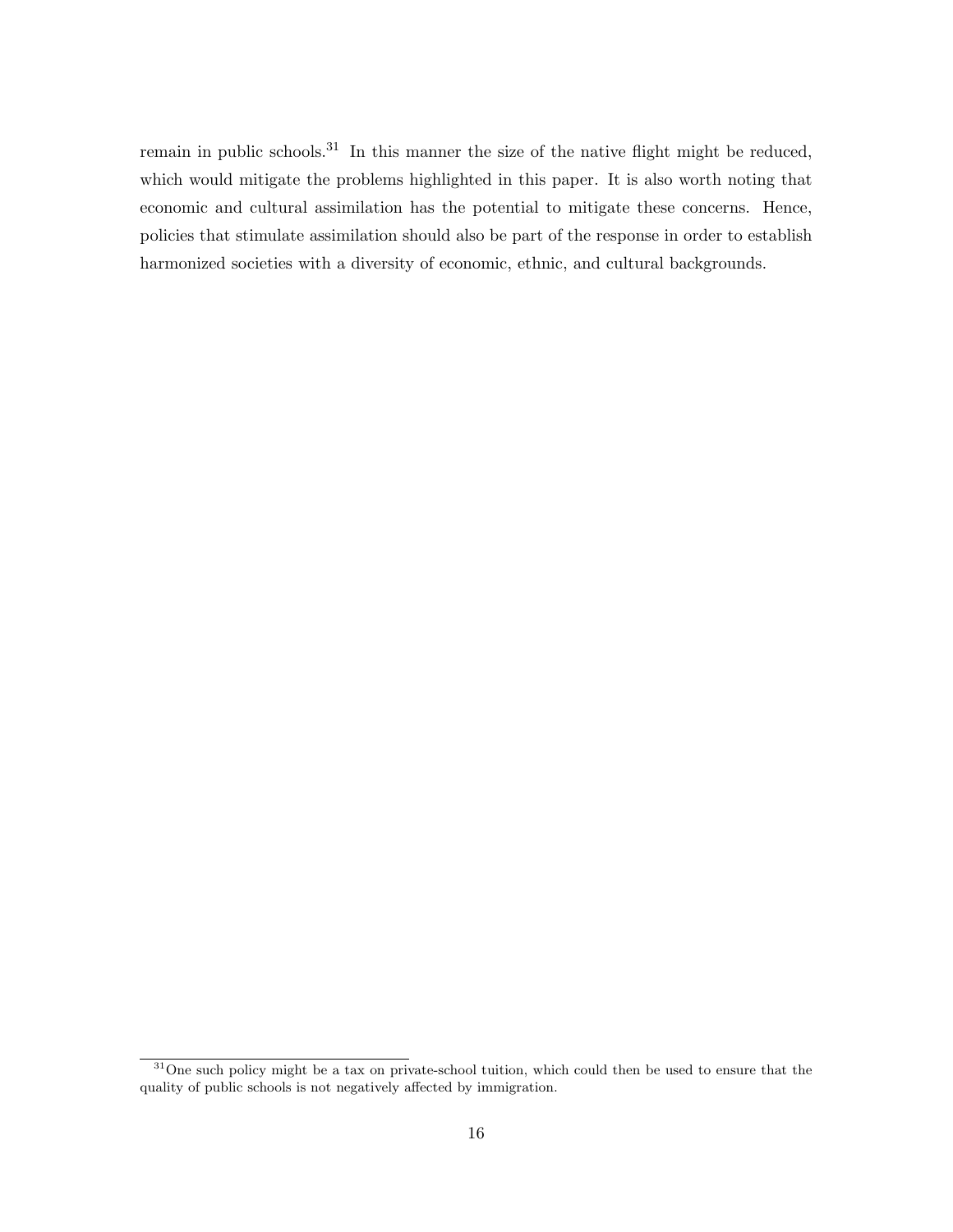remain in public schools.[31] In this manner the size of the native flight might be reduced, which would mitigate the problems highlighted in this paper. It is also worth noting that economic and cultural assimilation has the potential to mitigate these concerns. Hence, policies that stimulate assimilation should also be part of the response in order to establish harmonized societies with a diversity of economic, ethnic, and cultural backgrounds.

[31] One such policy might be a tax on private-school tuition, which could then be used to ensure that the quality of public schools is not negatively affected by immigration.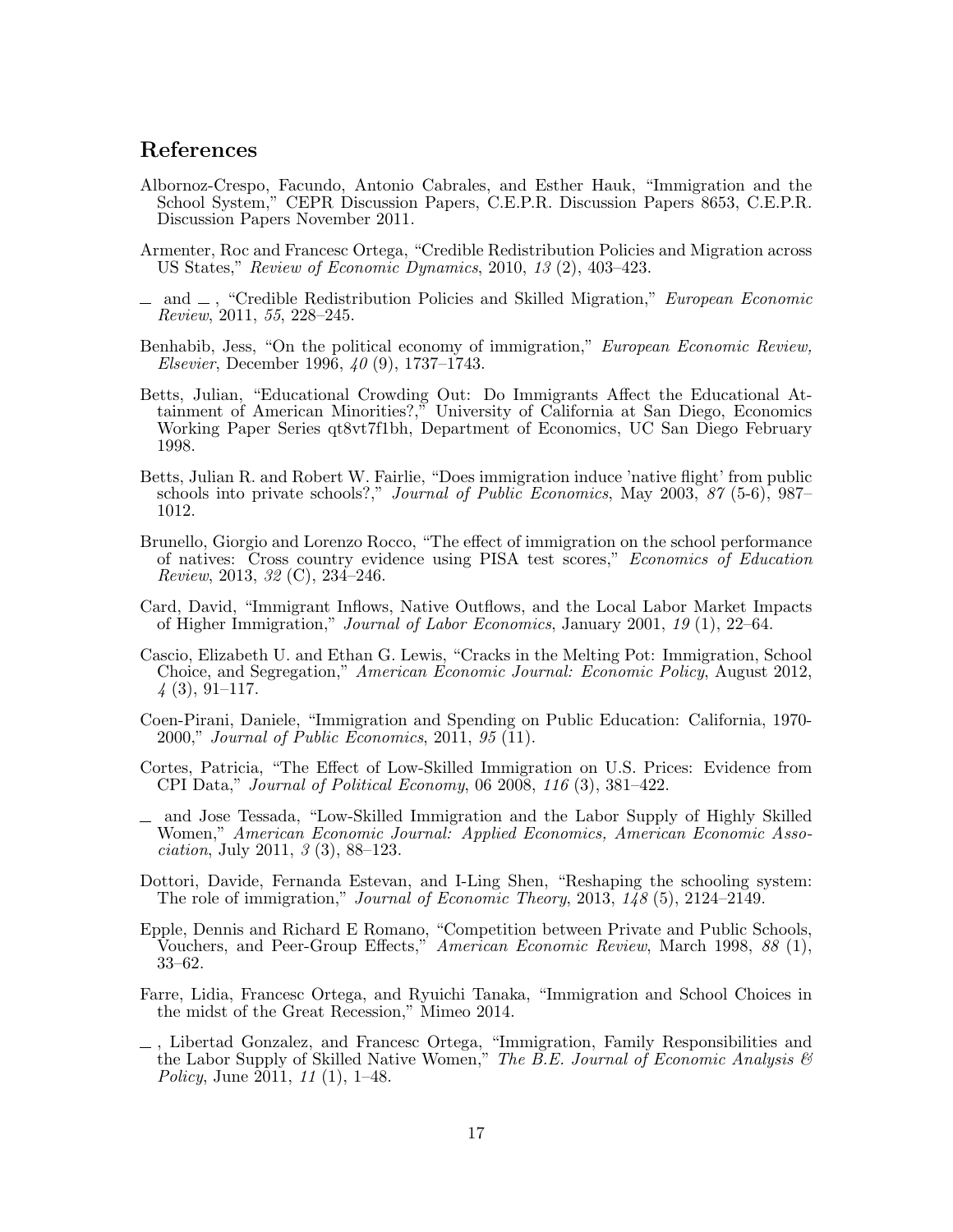## References

Albornoz-Crespo, Facundo, Antonio Cabrales, and Esther Hauk, "Immigration and the School System," CEPR Discussion Papers, C.E.P.R. Discussion Papers 8653, C.E.P.R. Discussion Papers November 2011.

Armenter, Roc and Francesc Ortega, "Credible Redistribution Policies and Migration across US States," *Review of Economic Dynamics*, 2010, *13* (2), 403–423.

— and — , "Credible Redistribution Policies and Skilled Migration," *European Economic Review*, 2011, *55*, 228–245.

Benhabib, Jess, "On the political economy of immigration," *European Economic Review, Elsevier*, December 1996, *40* (9), 1737–1743.

Betts, Julian, "Educational Crowding Out: Do Immigrants Affect the Educational Attainment of American Minorities?," University of California at San Diego, Economics Working Paper Series qt8vt7f1bh, Department of Economics, UC San Diego February 1998.

Betts, Julian R. and Robert W. Fairlie, "Does immigration induce 'native flight' from public schools into private schools?," *Journal of Public Economics*, May 2003, *87* (5-6), 987–1012.

Brunello, Giorgio and Lorenzo Rocco, "The effect of immigration on the school performance of natives: Cross country evidence using PISA test scores," *Economics of Education Review*, 2013, *32* (C), 234–246.

Card, David, "Immigrant Inflows, Native Outflows, and the Local Labor Market Impacts of Higher Immigration," *Journal of Labor Economics*, January 2001, *19* (1), 22–64.

Cascio, Elizabeth U. and Ethan G. Lewis, "Cracks in the Melting Pot: Immigration, School Choice, and Segregation," *American Economic Journal: Economic Policy*, August 2012, *4* (3), 91–117.

Coen-Pirani, Daniele, "Immigration and Spending on Public Education: California, 1970-2000," *Journal of Public Economics*, 2011, *95* (11).

Cortes, Patricia, "The Effect of Low-Skilled Immigration on U.S. Prices: Evidence from CPI Data," *Journal of Political Economy*, 06 2008, *116* (3), 381–422.

— and Jose Tessada, "Low-Skilled Immigration and the Labor Supply of Highly Skilled Women," *American Economic Journal: Applied Economics, American Economic Association*, July 2011, *3* (3), 88–123.

Dottori, Davide, Fernanda Estevan, and I-Ling Shen, "Reshaping the schooling system: The role of immigration," *Journal of Economic Theory*, 2013, *148* (5), 2124–2149.

Epple, Dennis and Richard E Romano, "Competition between Private and Public Schools, Vouchers, and Peer-Group Effects," *American Economic Review*, March 1998, *88* (1), 33–62.

Farre, Lidia, Francesc Ortega, and Ryuichi Tanaka, "Immigration and School Choices in the midst of the Great Recession," Mimeo 2014.

— , Libertad Gonzalez, and Francesc Ortega, "Immigration, Family Responsibilities and the Labor Supply of Skilled Native Women," *The B.E. Journal of Economic Analysis & Policy*, June 2011, *11* (1), 1–48.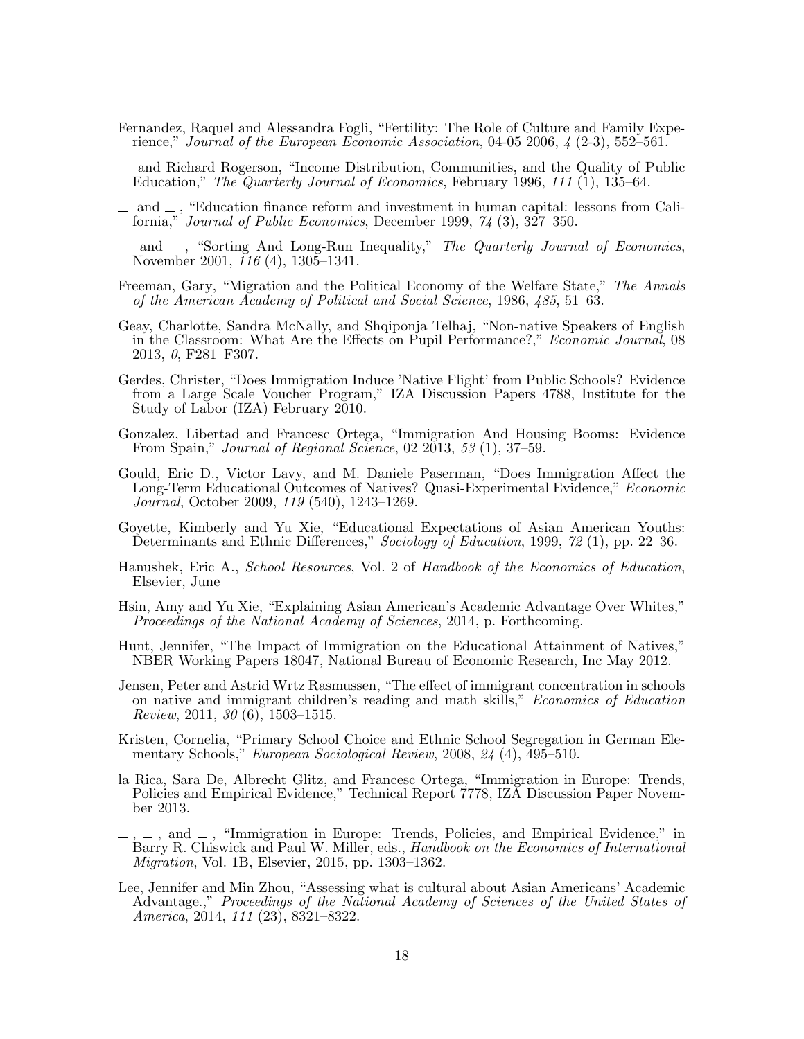Fernandez, Raquel and Alessandra Fogli, "Fertility: The Role of Culture and Family Experience," *Journal of the European Economic Association*, 04-05 2006, *4* (2-3), 552–561.

\_ and Richard Rogerson, "Income Distribution, Communities, and the Quality of Public Education," *The Quarterly Journal of Economics*, February 1996, *111* (1), 135–64.

\_ and \_ , "Education finance reform and investment in human capital: lessons from California," *Journal of Public Economics*, December 1999, *74* (3), 327–350.

\_ and \_ , "Sorting And Long-Run Inequality," *The Quarterly Journal of Economics*, November 2001, *116* (4), 1305–1341.

Freeman, Gary, "Migration and the Political Economy of the Welfare State," *The Annals of the American Academy of Political and Social Science*, 1986, *485*, 51–63.

Geay, Charlotte, Sandra McNally, and Shqiponja Telhaj, "Non-native Speakers of English in the Classroom: What Are the Effects on Pupil Performance?," *Economic Journal*, 08 2013, *0*, F281–F307.

Gerdes, Christer, "Does Immigration Induce 'Native Flight' from Public Schools? Evidence from a Large Scale Voucher Program," IZA Discussion Papers 4788, Institute for the Study of Labor (IZA) February 2010.

Gonzalez, Libertad and Francesc Ortega, "Immigration And Housing Booms: Evidence From Spain," *Journal of Regional Science*, 02 2013, *53* (1), 37–59.

Gould, Eric D., Victor Lavy, and M. Daniele Paserman, "Does Immigration Affect the Long-Term Educational Outcomes of Natives? Quasi-Experimental Evidence," *Economic Journal*, October 2009, *119* (540), 1243–1269.

Goyette, Kimberly and Yu Xie, "Educational Expectations of Asian American Youths: Determinants and Ethnic Differences," *Sociology of Education*, 1999, *72* (1), pp. 22–36.

Hanushek, Eric A., *School Resources*, Vol. 2 of *Handbook of the Economics of Education*, Elsevier, June

Hsin, Amy and Yu Xie, "Explaining Asian American's Academic Advantage Over Whites," *Proceedings of the National Academy of Sciences*, 2014, p. Forthcoming.

Hunt, Jennifer, "The Impact of Immigration on the Educational Attainment of Natives," NBER Working Papers 18047, National Bureau of Economic Research, Inc May 2012.

Jensen, Peter and Astrid Wrtz Rasmussen, "The effect of immigrant concentration in schools on native and immigrant children's reading and math skills," *Economics of Education Review*, 2011, *30* (6), 1503–1515.

Kristen, Cornelia, "Primary School Choice and Ethnic School Segregation in German Elementary Schools," *European Sociological Review*, 2008, *24* (4), 495–510.

la Rica, Sara De, Albrecht Glitz, and Francesc Ortega, "Immigration in Europe: Trends, Policies and Empirical Evidence," Technical Report 7778, IZA Discussion Paper November 2013.

\_ , \_ , and \_ , "Immigration in Europe: Trends, Policies, and Empirical Evidence," in Barry R. Chiswick and Paul W. Miller, eds., *Handbook on the Economics of International Migration*, Vol. 1B, Elsevier, 2015, pp. 1303–1362.

Lee, Jennifer and Min Zhou, "Assessing what is cultural about Asian Americans' Academic Advantage.," *Proceedings of the National Academy of Sciences of the United States of America*, 2014, *111* (23), 8321–8322.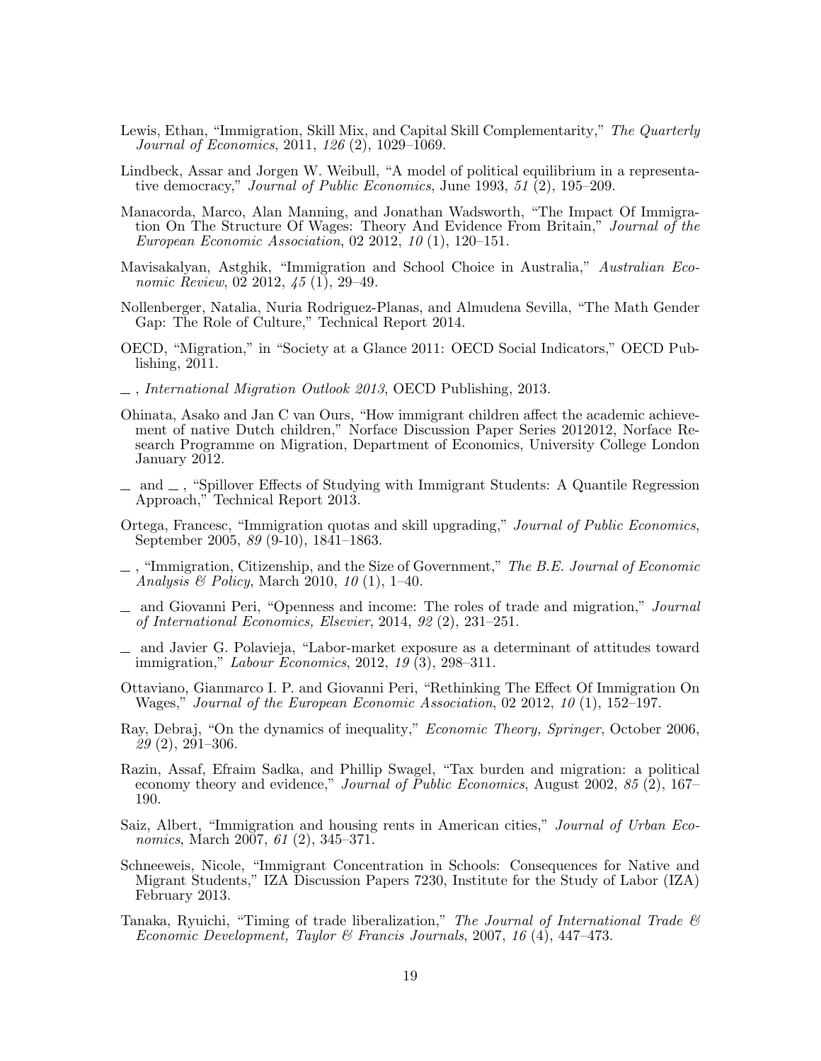Lewis, Ethan, "Immigration, Skill Mix, and Capital Skill Complementarity," *The Quarterly Journal of Economics*, 2011, *126* (2), 1029–1069.

Lindbeck, Assar and Jorgen W. Weibull, "A model of political equilibrium in a representative democracy," *Journal of Public Economics*, June 1993, *51* (2), 195–209.

Manacorda, Marco, Alan Manning, and Jonathan Wadsworth, "The Impact Of Immigration On The Structure Of Wages: Theory And Evidence From Britain," *Journal of the European Economic Association*, 02 2012, *10* (1), 120–151.

Mavisakalyan, Astghik, "Immigration and School Choice in Australia," *Australian Economic Review*, 02 2012, *45* (1), 29–49.

Nollenberger, Natalia, Nuria Rodriguez-Planas, and Almudena Sevilla, "The Math Gender Gap: The Role of Culture," Technical Report 2014.

OECD, "Migration," in "Society at a Glance 2011: OECD Social Indicators," OECD Publishing, 2011.

_ , *International Migration Outlook 2013*, OECD Publishing, 2013.

Ohinata, Asako and Jan C van Ours, "How immigrant children affect the academic achievement of native Dutch children," Norface Discussion Paper Series 2012012, Norface Research Programme on Migration, Department of Economics, University College London January 2012.

_ and _ , "Spillover Effects of Studying with Immigrant Students: A Quantile Regression Approach," Technical Report 2013.

Ortega, Francesc, "Immigration quotas and skill upgrading," *Journal of Public Economics*, September 2005, *89* (9-10), 1841–1863.

_ , "Immigration, Citizenship, and the Size of Government," *The B.E. Journal of Economic Analysis & Policy*, March 2010, *10* (1), 1–40.

_ and Giovanni Peri, "Openness and income: The roles of trade and migration," *Journal of International Economics, Elsevier*, 2014, *92* (2), 231–251.

_ and Javier G. Polavieja, "Labor-market exposure as a determinant of attitudes toward immigration," *Labour Economics*, 2012, *19* (3), 298–311.

Ottaviano, Gianmarco I. P. and Giovanni Peri, "Rethinking The Effect Of Immigration On Wages," *Journal of the European Economic Association*, 02 2012, *10* (1), 152–197.

Ray, Debraj, "On the dynamics of inequality," *Economic Theory, Springer*, October 2006, *29* (2), 291–306.

Razin, Assaf, Efraim Sadka, and Phillip Swagel, "Tax burden and migration: a political economy theory and evidence," *Journal of Public Economics*, August 2002, *85* (2), 167–190.

Saiz, Albert, "Immigration and housing rents in American cities," *Journal of Urban Economics*, March 2007, *61* (2), 345–371.

Schneeweis, Nicole, "Immigrant Concentration in Schools: Consequences for Native and Migrant Students," IZA Discussion Papers 7230, Institute for the Study of Labor (IZA) February 2013.

Tanaka, Ryuichi, "Timing of trade liberalization," *The Journal of International Trade & Economic Development, Taylor & Francis Journals*, 2007, *16* (4), 447–473.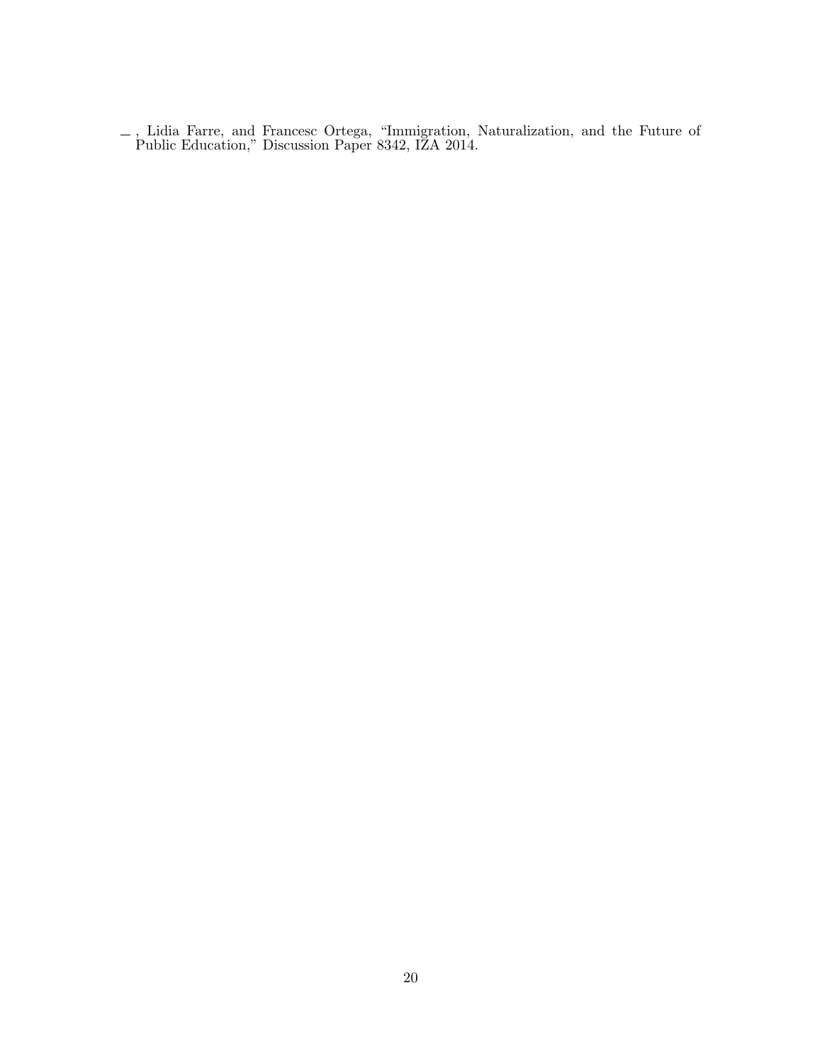— , Lidia Farre, and Francesc Ortega, "Immigration, Naturalization, and the Future of Public Education," Discussion Paper 8342, IZA 2014.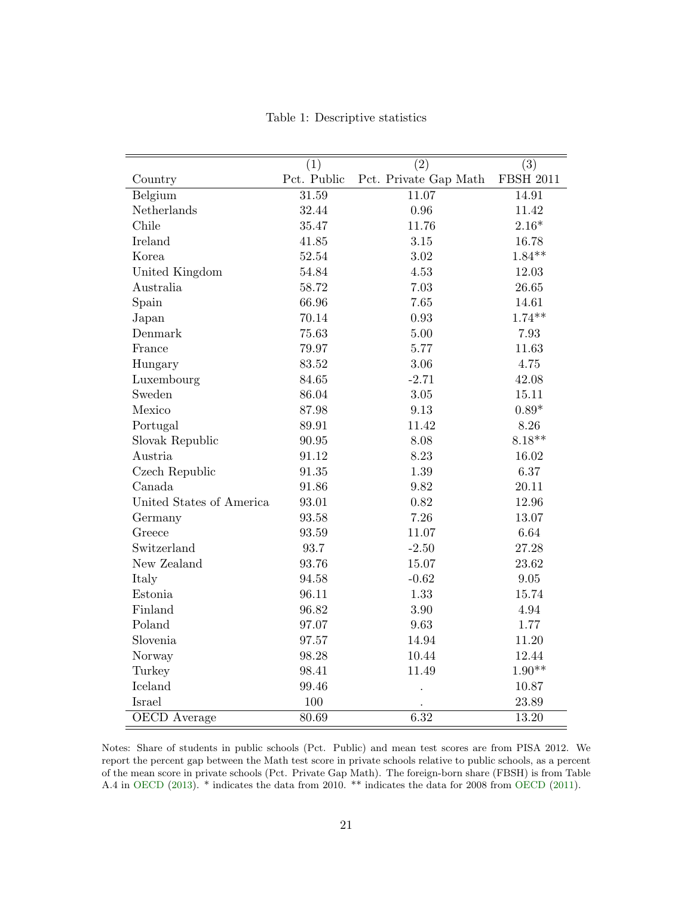Table 1: Descriptive statistics

| Country | (1) Pct. Public | (2) Pct. Private Gap Math | (3) FBSH 2011 |
|---|---|---|---|
| Belgium | 31.59 | 11.07 | 14.91 |
| Netherlands | 32.44 | 0.96 | 11.42 |
| Chile | 35.47 | 11.76 | 2.16* |
| Ireland | 41.85 | 3.15 | 16.78 |
| Korea | 52.54 | 3.02 | 1.84** |
| United Kingdom | 54.84 | 4.53 | 12.03 |
| Australia | 58.72 | 7.03 | 26.65 |
| Spain | 66.96 | 7.65 | 14.61 |
| Japan | 70.14 | 0.93 | 1.74** |
| Denmark | 75.63 | 5.00 | 7.93 |
| France | 79.97 | 5.77 | 11.63 |
| Hungary | 83.52 | 3.06 | 4.75 |
| Luxembourg | 84.65 | -2.71 | 42.08 |
| Sweden | 86.04 | 3.05 | 15.11 |
| Mexico | 87.98 | 9.13 | 0.89* |
| Portugal | 89.91 | 11.42 | 8.26 |
| Slovak Republic | 90.95 | 8.08 | 8.18** |
| Austria | 91.12 | 8.23 | 16.02 |
| Czech Republic | 91.35 | 1.39 | 6.37 |
| Canada | 91.86 | 9.82 | 20.11 |
| United States of America | 93.01 | 0.82 | 12.96 |
| Germany | 93.58 | 7.26 | 13.07 |
| Greece | 93.59 | 11.07 | 6.64 |
| Switzerland | 93.7 | -2.50 | 27.28 |
| New Zealand | 93.76 | 15.07 | 23.62 |
| Italy | 94.58 | -0.62 | 9.05 |
| Estonia | 96.11 | 1.33 | 15.74 |
| Finland | 96.82 | 3.90 | 4.94 |
| Poland | 97.07 | 9.63 | 1.77 |
| Slovenia | 97.57 | 14.94 | 11.20 |
| Norway | 98.28 | 10.44 | 12.44 |
| Turkey | 98.41 | 11.49 | 1.90** |
| Iceland | 99.46 | . | 10.87 |
| Israel | 100 | . | 23.89 |
| OECD Average | 80.69 | 6.32 | 13.20 |

Notes: Share of students in public schools (Pct. Public) and mean test scores are from PISA 2012. We report the percent gap between the Math test score in private schools relative to public schools, as a percent of the mean score in private schools (Pct. Private Gap Math). The foreign-born share (FBSH) is from Table A.4 in OECD (2013). * indicates the data from 2010. ** indicates the data for 2008 from OECD (2011).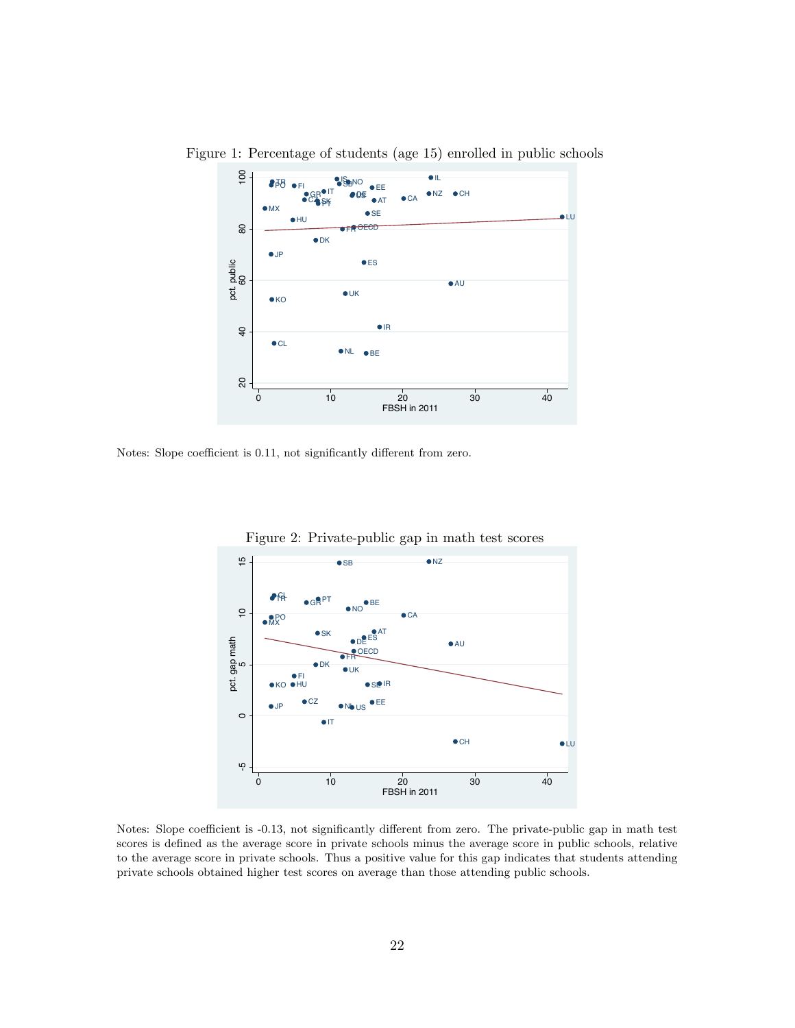Figure 1: Percentage of students (age 15) enrolled in public schools

pct. public

FBSH in 2011

20
40
60
80
100

0
10
20
30
40

TR PO FI IS SB NO GR IT DE US EE CZ SK PT AT CA NZ CH IL MX HU SE LU FR OECD DK JP ES AU UK KO IR CL NL BE

Notes: Slope coefficient is 0.11, not significantly different from zero.

Figure 2: Private-public gap in math test scores

pct. gap math

FBSH in 2011

-5
0
5
10
15

0
10
20
30
40

SB NZ CL TR PT GR BE NO CA PO MX SK AT ES DE AU OECD FR DK UK FI KO HU SE IR CZ EE JP NL US IT CH LU

Notes: Slope coefficient is -0.13, not significantly different from zero. The private-public gap in math test scores is defined as the average score in private schools minus the average score in public schools, relative to the average score in private schools. Thus a positive value for this gap indicates that students attending private schools obtained higher test scores on average than those attending public schools.